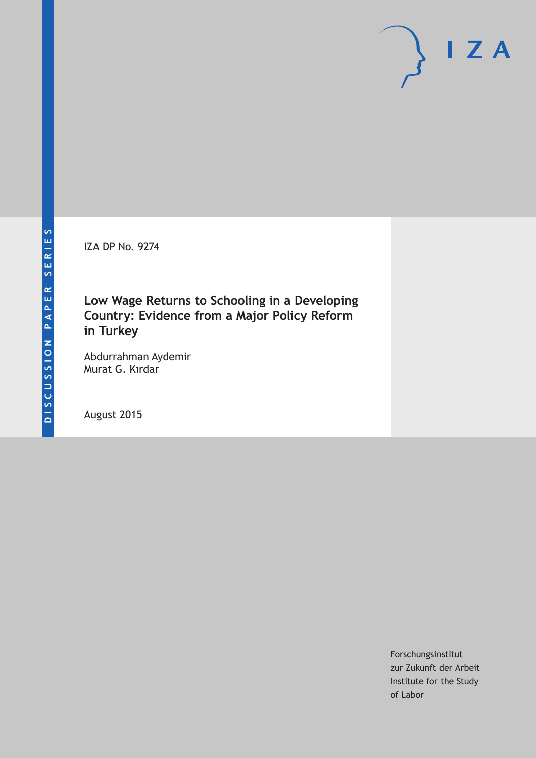DISCUSSION PAPER SERIES

IZA

IZA DP No. 9274

# Low Wage Returns to Schooling in a Developing Country: Evidence from a Major Policy Reform in Turkey

Abdurrahman Aydemir
Murat G. Kırdar

August 2015

Forschungsinstitut
zur Zukunft der Arbeit
Institute for the Study
of Labor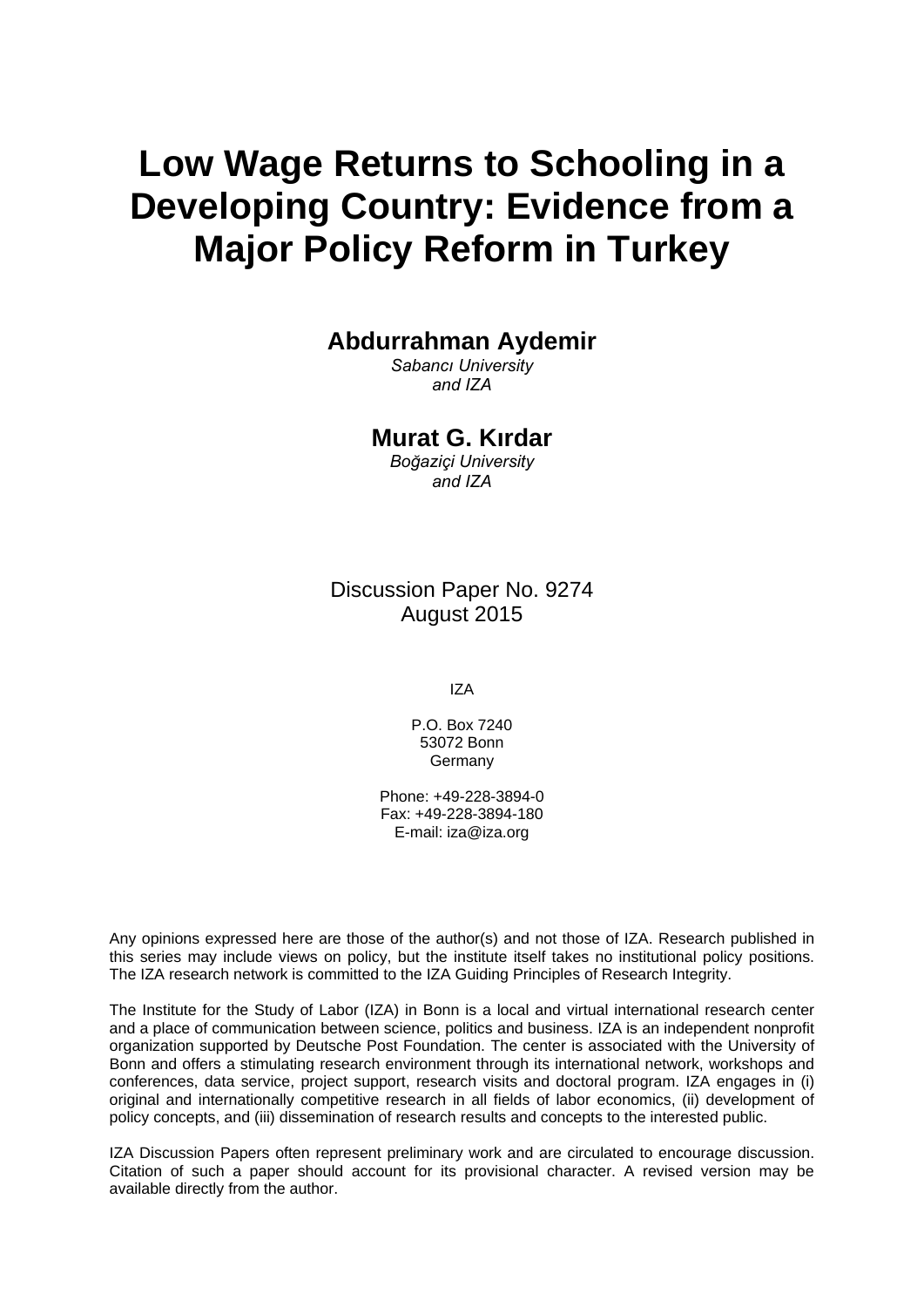# Low Wage Returns to Schooling in a Developing Country: Evidence from a Major Policy Reform in Turkey

**Abdurrahman Aydemir**

*Sabancı University*
*and IZA*

**Murat G. Kırdar**

*Boğaziçi University*
*and IZA*

Discussion Paper No. 9274
August 2015

IZA

P.O. Box 7240
53072 Bonn
Germany

Phone: +49-228-3894-0
Fax: +49-228-3894-180
E-mail: iza@iza.org

Any opinions expressed here are those of the author(s) and not those of IZA. Research published in this series may include views on policy, but the institute itself takes no institutional policy positions. The IZA research network is committed to the IZA Guiding Principles of Research Integrity.

The Institute for the Study of Labor (IZA) in Bonn is a local and virtual international research center and a place of communication between science, politics and business. IZA is an independent nonprofit organization supported by Deutsche Post Foundation. The center is associated with the University of Bonn and offers a stimulating research environment through its international network, workshops and conferences, data service, project support, research visits and doctoral program. IZA engages in (i) original and internationally competitive research in all fields of labor economics, (ii) development of policy concepts, and (iii) dissemination of research results and concepts to the interested public.

IZA Discussion Papers often represent preliminary work and are circulated to encourage discussion. Citation of such a paper should account for its provisional character. A revised version may be available directly from the author.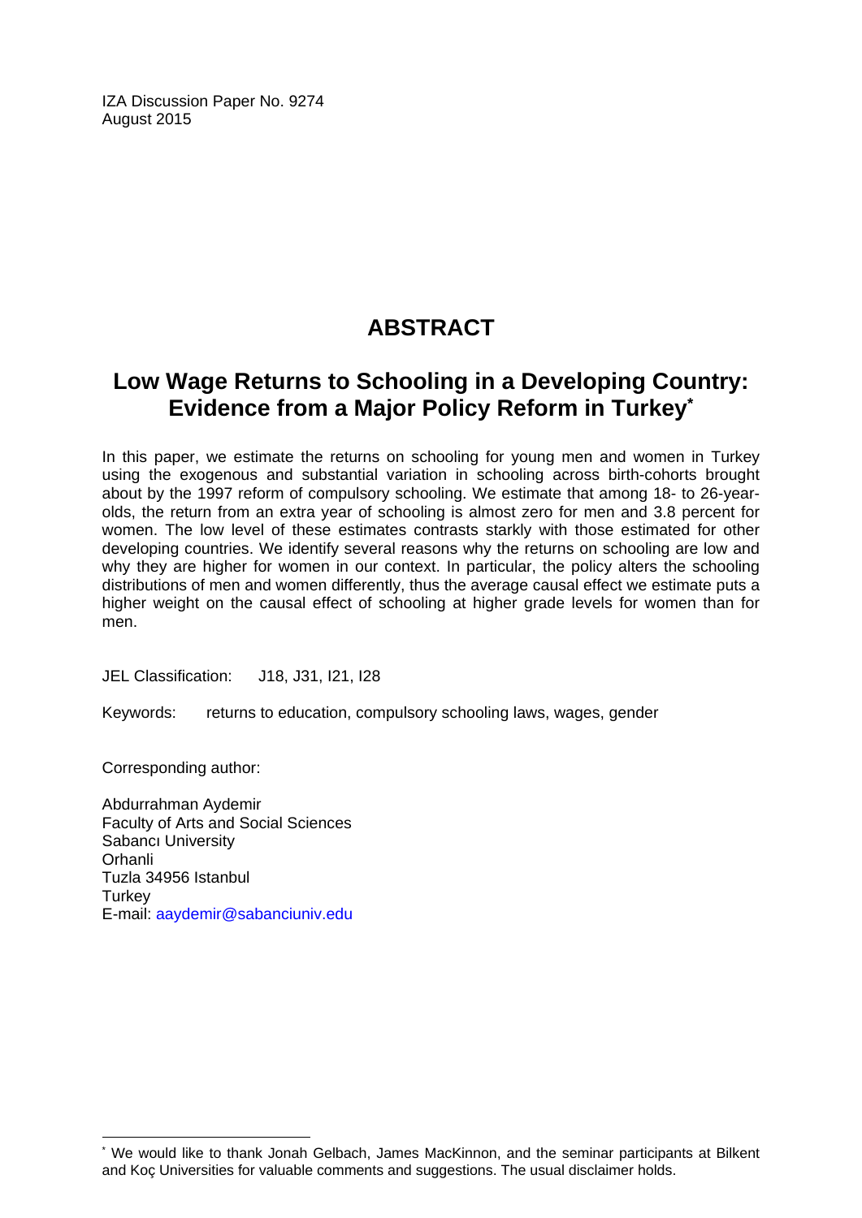IZA Discussion Paper No. 9274
August 2015

# ABSTRACT

## Low Wage Returns to Schooling in a Developing Country: Evidence from a Major Policy Reform in Turkey*

In this paper, we estimate the returns on schooling for young men and women in Turkey using the exogenous and substantial variation in schooling across birth-cohorts brought about by the 1997 reform of compulsory schooling. We estimate that among 18- to 26-year-olds, the return from an extra year of schooling is almost zero for men and 3.8 percent for women. The low level of these estimates contrasts starkly with those estimated for other developing countries. We identify several reasons why the returns on schooling are low and why they are higher for women in our context. In particular, the policy alters the schooling distributions of men and women differently, thus the average causal effect we estimate puts a higher weight on the causal effect of schooling at higher grade levels for women than for men.

JEL Classification: J18, J31, I21, I28

Keywords: returns to education, compulsory schooling laws, wages, gender

Corresponding author:

Abdurrahman Aydemir
Faculty of Arts and Social Sciences
Sabancı University
Orhanli
Tuzla 34956 Istanbul
Turkey
E-mail: aaydemir@sabanciuniv.edu

---

* We would like to thank Jonah Gelbach, James MacKinnon, and the seminar participants at Bilkent and Koç Universities for valuable comments and suggestions. The usual disclaimer holds.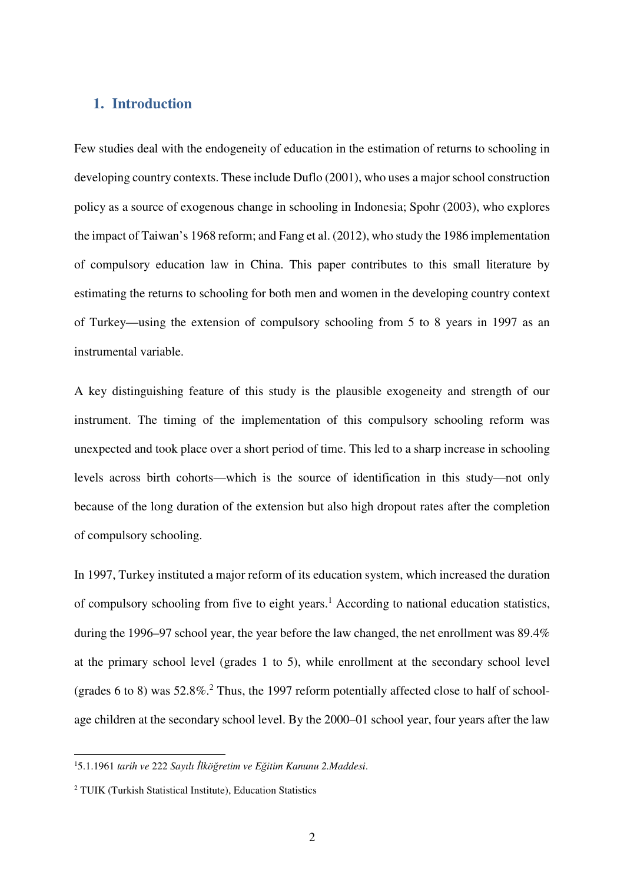## 1. Introduction

Few studies deal with the endogeneity of education in the estimation of returns to schooling in developing country contexts. These include Duflo (2001), who uses a major school construction policy as a source of exogenous change in schooling in Indonesia; Spohr (2003), who explores the impact of Taiwan's 1968 reform; and Fang et al. (2012), who study the 1986 implementation of compulsory education law in China. This paper contributes to this small literature by estimating the returns to schooling for both men and women in the developing country context of Turkey—using the extension of compulsory schooling from 5 to 8 years in 1997 as an instrumental variable.

A key distinguishing feature of this study is the plausible exogeneity and strength of our instrument. The timing of the implementation of this compulsory schooling reform was unexpected and took place over a short period of time. This led to a sharp increase in schooling levels across birth cohorts—which is the source of identification in this study—not only because of the long duration of the extension but also high dropout rates after the completion of compulsory schooling.

In 1997, Turkey instituted a major reform of its education system, which increased the duration of compulsory schooling from five to eight years.[1] According to national education statistics, during the 1996–97 school year, the year before the law changed, the net enrollment was 89.4% at the primary school level (grades 1 to 5), while enrollment at the secondary school level (grades 6 to 8) was 52.8%.[2] Thus, the 1997 reform potentially affected close to half of school-age children at the secondary school level. By the 2000–01 school year, four years after the law

[1] 5.1.1961 *tarih ve* 222 *Sayılı İlköğretim ve Eğitim Kanunu 2.Maddesi*.

[2] TUIK (Turkish Statistical Institute), Education Statistics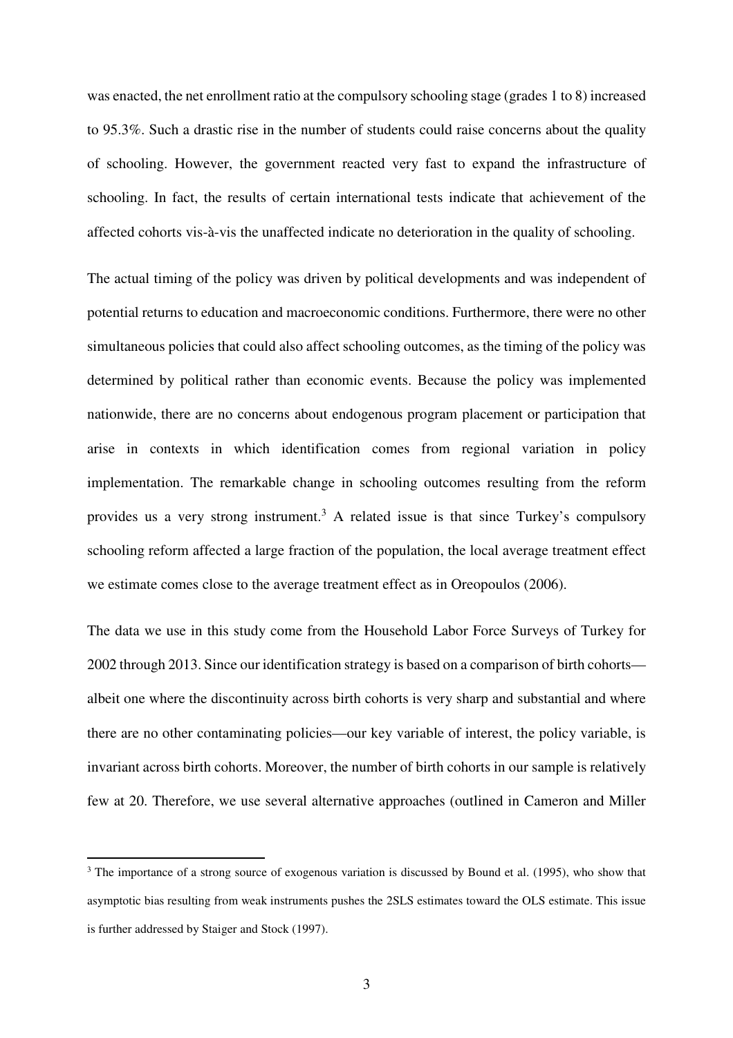was enacted, the net enrollment ratio at the compulsory schooling stage (grades 1 to 8) increased to 95.3%. Such a drastic rise in the number of students could raise concerns about the quality of schooling. However, the government reacted very fast to expand the infrastructure of schooling. In fact, the results of certain international tests indicate that achievement of the affected cohorts vis-à-vis the unaffected indicate no deterioration in the quality of schooling.

The actual timing of the policy was driven by political developments and was independent of potential returns to education and macroeconomic conditions. Furthermore, there were no other simultaneous policies that could also affect schooling outcomes, as the timing of the policy was determined by political rather than economic events. Because the policy was implemented nationwide, there are no concerns about endogenous program placement or participation that arise in contexts in which identification comes from regional variation in policy implementation. The remarkable change in schooling outcomes resulting from the reform provides us a very strong instrument.[3] A related issue is that since Turkey's compulsory schooling reform affected a large fraction of the population, the local average treatment effect we estimate comes close to the average treatment effect as in Oreopoulos (2006).

The data we use in this study come from the Household Labor Force Surveys of Turkey for 2002 through 2013. Since our identification strategy is based on a comparison of birth cohorts—albeit one where the discontinuity across birth cohorts is very sharp and substantial and where there are no other contaminating policies—our key variable of interest, the policy variable, is invariant across birth cohorts. Moreover, the number of birth cohorts in our sample is relatively few at 20. Therefore, we use several alternative approaches (outlined in Cameron and Miller

[3] The importance of a strong source of exogenous variation is discussed by Bound et al. (1995), who show that asymptotic bias resulting from weak instruments pushes the 2SLS estimates toward the OLS estimate. This issue is further addressed by Staiger and Stock (1997).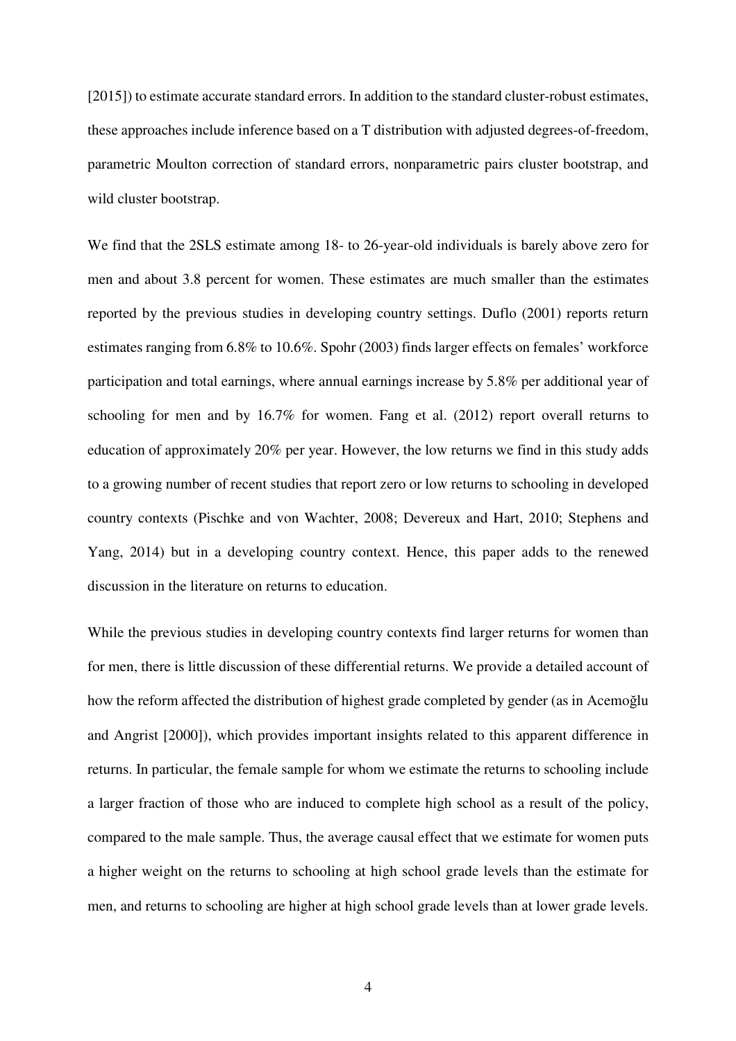[2015]) to estimate accurate standard errors. In addition to the standard cluster-robust estimates, these approaches include inference based on a T distribution with adjusted degrees-of-freedom, parametric Moulton correction of standard errors, nonparametric pairs cluster bootstrap, and wild cluster bootstrap.

We find that the 2SLS estimate among 18- to 26-year-old individuals is barely above zero for men and about 3.8 percent for women. These estimates are much smaller than the estimates reported by the previous studies in developing country settings. Duflo (2001) reports return estimates ranging from 6.8% to 10.6%. Spohr (2003) finds larger effects on females' workforce participation and total earnings, where annual earnings increase by 5.8% per additional year of schooling for men and by 16.7% for women. Fang et al. (2012) report overall returns to education of approximately 20% per year. However, the low returns we find in this study adds to a growing number of recent studies that report zero or low returns to schooling in developed country contexts (Pischke and von Wachter, 2008; Devereux and Hart, 2010; Stephens and Yang, 2014) but in a developing country context. Hence, this paper adds to the renewed discussion in the literature on returns to education.

While the previous studies in developing country contexts find larger returns for women than for men, there is little discussion of these differential returns. We provide a detailed account of how the reform affected the distribution of highest grade completed by gender (as in Acemoğlu and Angrist [2000]), which provides important insights related to this apparent difference in returns. In particular, the female sample for whom we estimate the returns to schooling include a larger fraction of those who are induced to complete high school as a result of the policy, compared to the male sample. Thus, the average causal effect that we estimate for women puts a higher weight on the returns to schooling at high school grade levels than the estimate for men, and returns to schooling are higher at high school grade levels than at lower grade levels.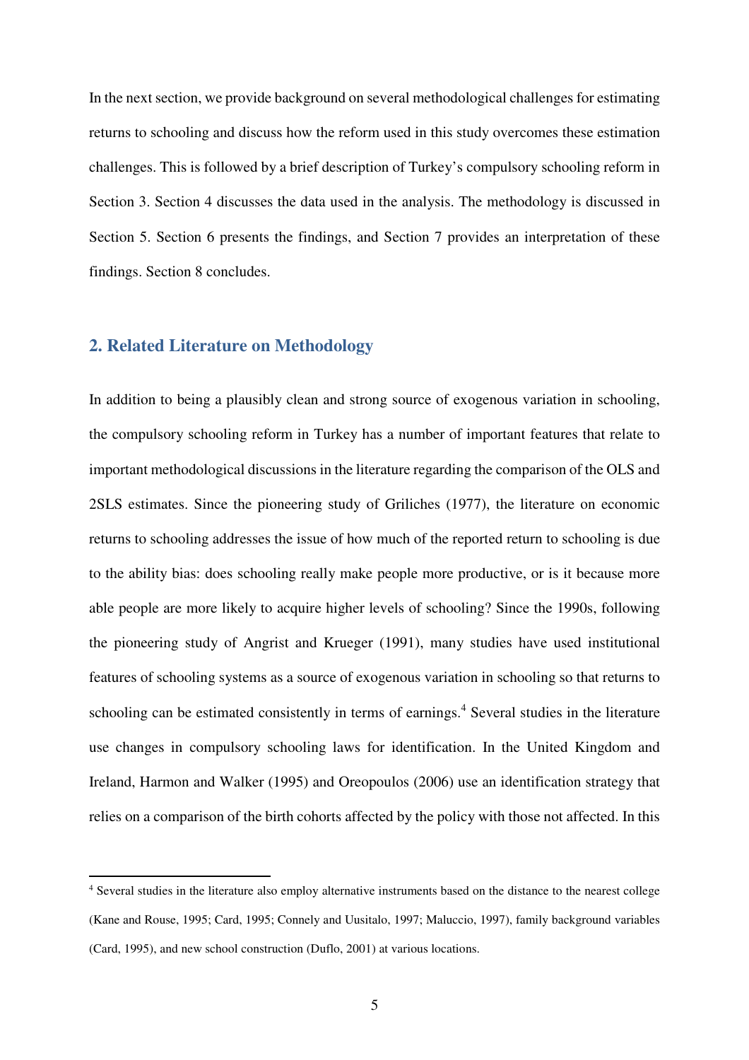In the next section, we provide background on several methodological challenges for estimating returns to schooling and discuss how the reform used in this study overcomes these estimation challenges. This is followed by a brief description of Turkey's compulsory schooling reform in Section 3. Section 4 discusses the data used in the analysis. The methodology is discussed in Section 5. Section 6 presents the findings, and Section 7 provides an interpretation of these findings. Section 8 concludes.

## 2. Related Literature on Methodology

In addition to being a plausibly clean and strong source of exogenous variation in schooling, the compulsory schooling reform in Turkey has a number of important features that relate to important methodological discussions in the literature regarding the comparison of the OLS and 2SLS estimates. Since the pioneering study of Griliches (1977), the literature on economic returns to schooling addresses the issue of how much of the reported return to schooling is due to the ability bias: does schooling really make people more productive, or is it because more able people are more likely to acquire higher levels of schooling? Since the 1990s, following the pioneering study of Angrist and Krueger (1991), many studies have used institutional features of schooling systems as a source of exogenous variation in schooling so that returns to schooling can be estimated consistently in terms of earnings.[4] Several studies in the literature use changes in compulsory schooling laws for identification. In the United Kingdom and Ireland, Harmon and Walker (1995) and Oreopoulos (2006) use an identification strategy that relies on a comparison of the birth cohorts affected by the policy with those not affected. In this

[4] Several studies in the literature also employ alternative instruments based on the distance to the nearest college (Kane and Rouse, 1995; Card, 1995; Connely and Uusitalo, 1997; Maluccio, 1997), family background variables (Card, 1995), and new school construction (Duflo, 2001) at various locations.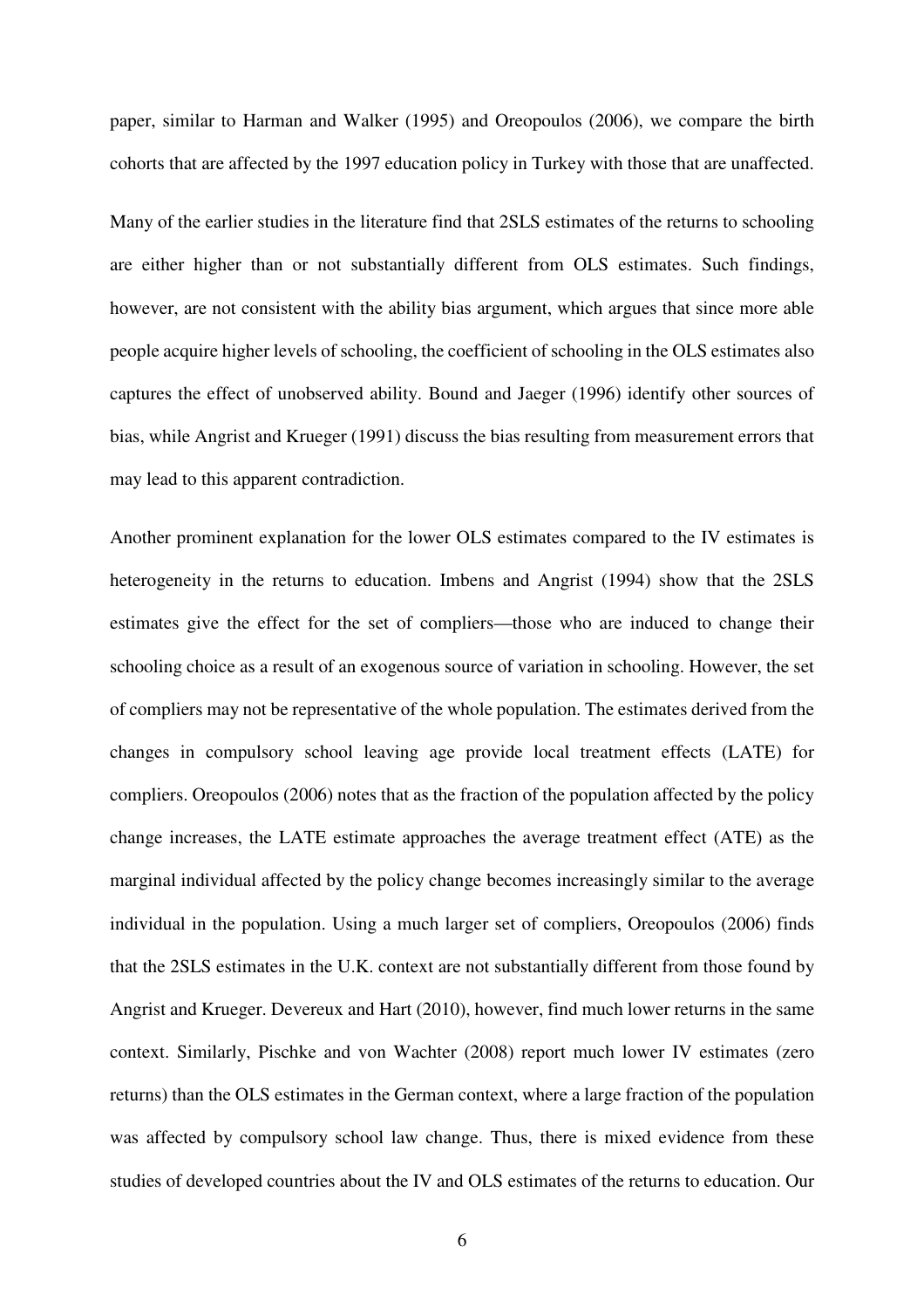paper, similar to Harman and Walker (1995) and Oreopoulos (2006), we compare the birth cohorts that are affected by the 1997 education policy in Turkey with those that are unaffected.

Many of the earlier studies in the literature find that 2SLS estimates of the returns to schooling are either higher than or not substantially different from OLS estimates. Such findings, however, are not consistent with the ability bias argument, which argues that since more able people acquire higher levels of schooling, the coefficient of schooling in the OLS estimates also captures the effect of unobserved ability. Bound and Jaeger (1996) identify other sources of bias, while Angrist and Krueger (1991) discuss the bias resulting from measurement errors that may lead to this apparent contradiction.

Another prominent explanation for the lower OLS estimates compared to the IV estimates is heterogeneity in the returns to education. Imbens and Angrist (1994) show that the 2SLS estimates give the effect for the set of compliers—those who are induced to change their schooling choice as a result of an exogenous source of variation in schooling. However, the set of compliers may not be representative of the whole population. The estimates derived from the changes in compulsory school leaving age provide local treatment effects (LATE) for compliers. Oreopoulos (2006) notes that as the fraction of the population affected by the policy change increases, the LATE estimate approaches the average treatment effect (ATE) as the marginal individual affected by the policy change becomes increasingly similar to the average individual in the population. Using a much larger set of compliers, Oreopoulos (2006) finds that the 2SLS estimates in the U.K. context are not substantially different from those found by Angrist and Krueger. Devereux and Hart (2010), however, find much lower returns in the same context. Similarly, Pischke and von Wachter (2008) report much lower IV estimates (zero returns) than the OLS estimates in the German context, where a large fraction of the population was affected by compulsory school law change. Thus, there is mixed evidence from these studies of developed countries about the IV and OLS estimates of the returns to education. Our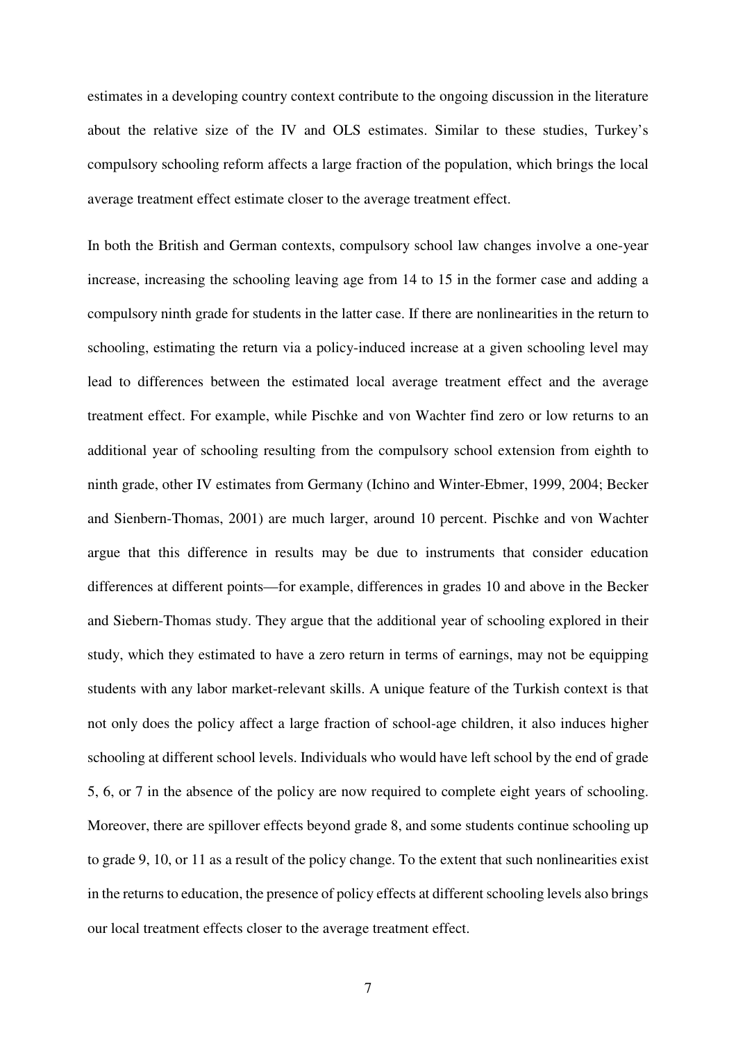estimates in a developing country context contribute to the ongoing discussion in the literature about the relative size of the IV and OLS estimates. Similar to these studies, Turkey's compulsory schooling reform affects a large fraction of the population, which brings the local average treatment effect estimate closer to the average treatment effect.

In both the British and German contexts, compulsory school law changes involve a one-year increase, increasing the schooling leaving age from 14 to 15 in the former case and adding a compulsory ninth grade for students in the latter case. If there are nonlinearities in the return to schooling, estimating the return via a policy-induced increase at a given schooling level may lead to differences between the estimated local average treatment effect and the average treatment effect. For example, while Pischke and von Wachter find zero or low returns to an additional year of schooling resulting from the compulsory school extension from eighth to ninth grade, other IV estimates from Germany (Ichino and Winter-Ebmer, 1999, 2004; Becker and Sienbern-Thomas, 2001) are much larger, around 10 percent. Pischke and von Wachter argue that this difference in results may be due to instruments that consider education differences at different points—for example, differences in grades 10 and above in the Becker and Siebern-Thomas study. They argue that the additional year of schooling explored in their study, which they estimated to have a zero return in terms of earnings, may not be equipping students with any labor market-relevant skills. A unique feature of the Turkish context is that not only does the policy affect a large fraction of school-age children, it also induces higher schooling at different school levels. Individuals who would have left school by the end of grade 5, 6, or 7 in the absence of the policy are now required to complete eight years of schooling. Moreover, there are spillover effects beyond grade 8, and some students continue schooling up to grade 9, 10, or 11 as a result of the policy change. To the extent that such nonlinearities exist in the returns to education, the presence of policy effects at different schooling levels also brings our local treatment effects closer to the average treatment effect.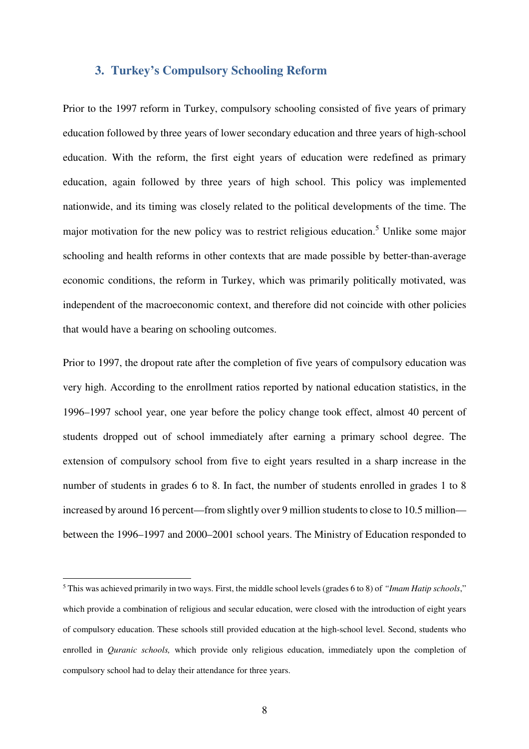## 3. Turkey's Compulsory Schooling Reform

Prior to the 1997 reform in Turkey, compulsory schooling consisted of five years of primary education followed by three years of lower secondary education and three years of high-school education. With the reform, the first eight years of education were redefined as primary education, again followed by three years of high school. This policy was implemented nationwide, and its timing was closely related to the political developments of the time. The major motivation for the new policy was to restrict religious education.[5] Unlike some major schooling and health reforms in other contexts that are made possible by better-than-average economic conditions, the reform in Turkey, which was primarily politically motivated, was independent of the macroeconomic context, and therefore did not coincide with other policies that would have a bearing on schooling outcomes.

Prior to 1997, the dropout rate after the completion of five years of compulsory education was very high. According to the enrollment ratios reported by national education statistics, in the 1996–1997 school year, one year before the policy change took effect, almost 40 percent of students dropped out of school immediately after earning a primary school degree. The extension of compulsory school from five to eight years resulted in a sharp increase in the number of students in grades 6 to 8. In fact, the number of students enrolled in grades 1 to 8 increased by around 16 percent—from slightly over 9 million students to close to 10.5 million—between the 1996–1997 and 2000–2001 school years. The Ministry of Education responded to

---

[5] This was achieved primarily in two ways. First, the middle school levels (grades 6 to 8) of *"Imam Hatip schools*," which provide a combination of religious and secular education, were closed with the introduction of eight years of compulsory education. These schools still provided education at the high-school level. Second, students who enrolled in *Quranic schools,* which provide only religious education, immediately upon the completion of compulsory school had to delay their attendance for three years.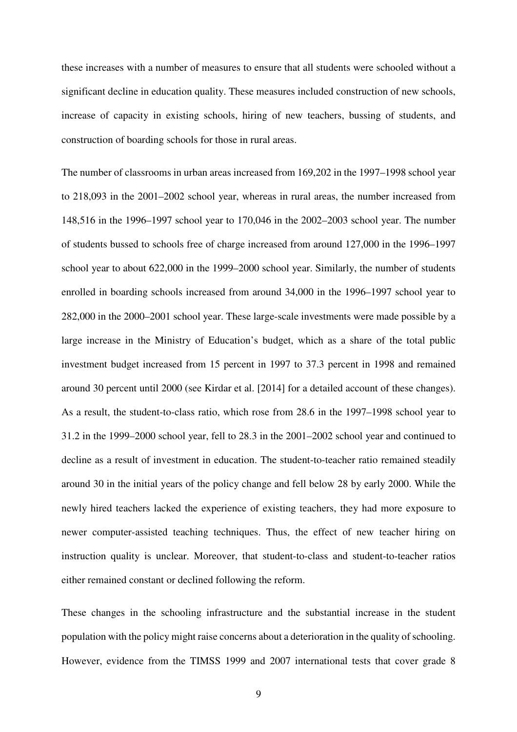these increases with a number of measures to ensure that all students were schooled without a significant decline in education quality. These measures included construction of new schools, increase of capacity in existing schools, hiring of new teachers, bussing of students, and construction of boarding schools for those in rural areas.

The number of classrooms in urban areas increased from 169,202 in the 1997–1998 school year to 218,093 in the 2001–2002 school year, whereas in rural areas, the number increased from 148,516 in the 1996–1997 school year to 170,046 in the 2002–2003 school year. The number of students bussed to schools free of charge increased from around 127,000 in the 1996–1997 school year to about 622,000 in the 1999–2000 school year. Similarly, the number of students enrolled in boarding schools increased from around 34,000 in the 1996–1997 school year to 282,000 in the 2000–2001 school year. These large-scale investments were made possible by a large increase in the Ministry of Education's budget, which as a share of the total public investment budget increased from 15 percent in 1997 to 37.3 percent in 1998 and remained around 30 percent until 2000 (see Kirdar et al. [2014] for a detailed account of these changes). As a result, the student-to-class ratio, which rose from 28.6 in the 1997–1998 school year to 31.2 in the 1999–2000 school year, fell to 28.3 in the 2001–2002 school year and continued to decline as a result of investment in education. The student-to-teacher ratio remained steadily around 30 in the initial years of the policy change and fell below 28 by early 2000. While the newly hired teachers lacked the experience of existing teachers, they had more exposure to newer computer-assisted teaching techniques. Thus, the effect of new teacher hiring on instruction quality is unclear. Moreover, that student-to-class and student-to-teacher ratios either remained constant or declined following the reform.

These changes in the schooling infrastructure and the substantial increase in the student population with the policy might raise concerns about a deterioration in the quality of schooling. However, evidence from the TIMSS 1999 and 2007 international tests that cover grade 8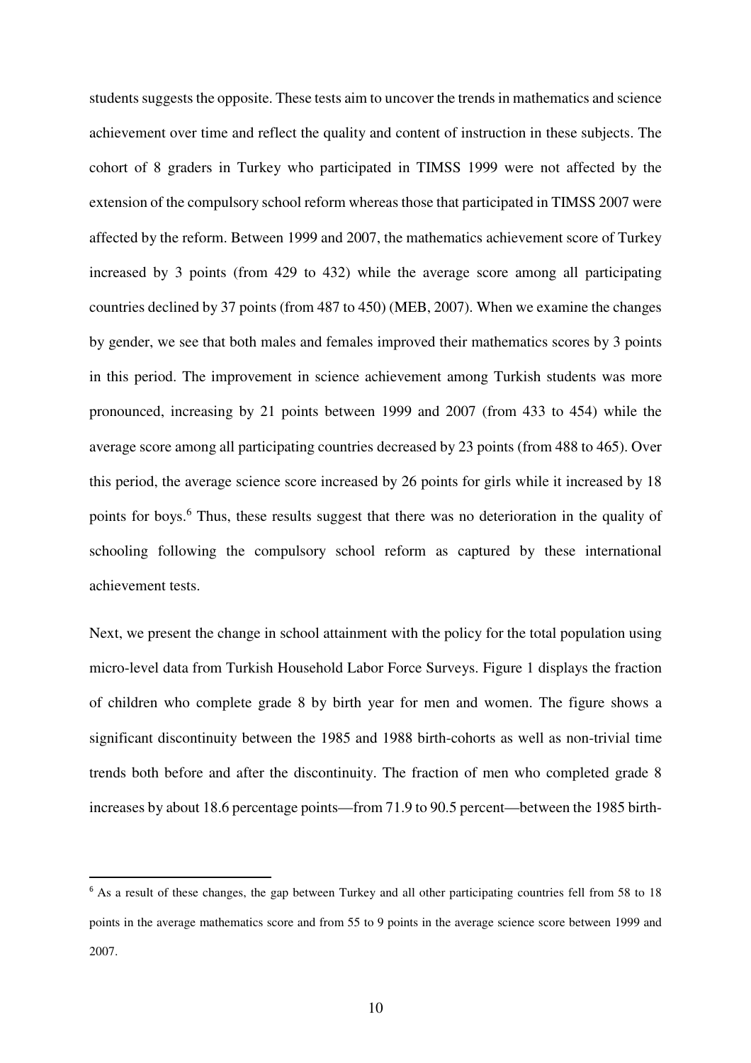students suggests the opposite. These tests aim to uncover the trends in mathematics and science achievement over time and reflect the quality and content of instruction in these subjects. The cohort of 8 graders in Turkey who participated in TIMSS 1999 were not affected by the extension of the compulsory school reform whereas those that participated in TIMSS 2007 were affected by the reform. Between 1999 and 2007, the mathematics achievement score of Turkey increased by 3 points (from 429 to 432) while the average score among all participating countries declined by 37 points (from 487 to 450) (MEB, 2007). When we examine the changes by gender, we see that both males and females improved their mathematics scores by 3 points in this period. The improvement in science achievement among Turkish students was more pronounced, increasing by 21 points between 1999 and 2007 (from 433 to 454) while the average score among all participating countries decreased by 23 points (from 488 to 465). Over this period, the average science score increased by 26 points for girls while it increased by 18 points for boys.[6] Thus, these results suggest that there was no deterioration in the quality of schooling following the compulsory school reform as captured by these international achievement tests.

Next, we present the change in school attainment with the policy for the total population using micro-level data from Turkish Household Labor Force Surveys. Figure 1 displays the fraction of children who complete grade 8 by birth year for men and women. The figure shows a significant discontinuity between the 1985 and 1988 birth-cohorts as well as non-trivial time trends both before and after the discontinuity. The fraction of men who completed grade 8 increases by about 18.6 percentage points—from 71.9 to 90.5 percent—between the 1985 birth-

[6] As a result of these changes, the gap between Turkey and all other participating countries fell from 58 to 18 points in the average mathematics score and from 55 to 9 points in the average science score between 1999 and 2007.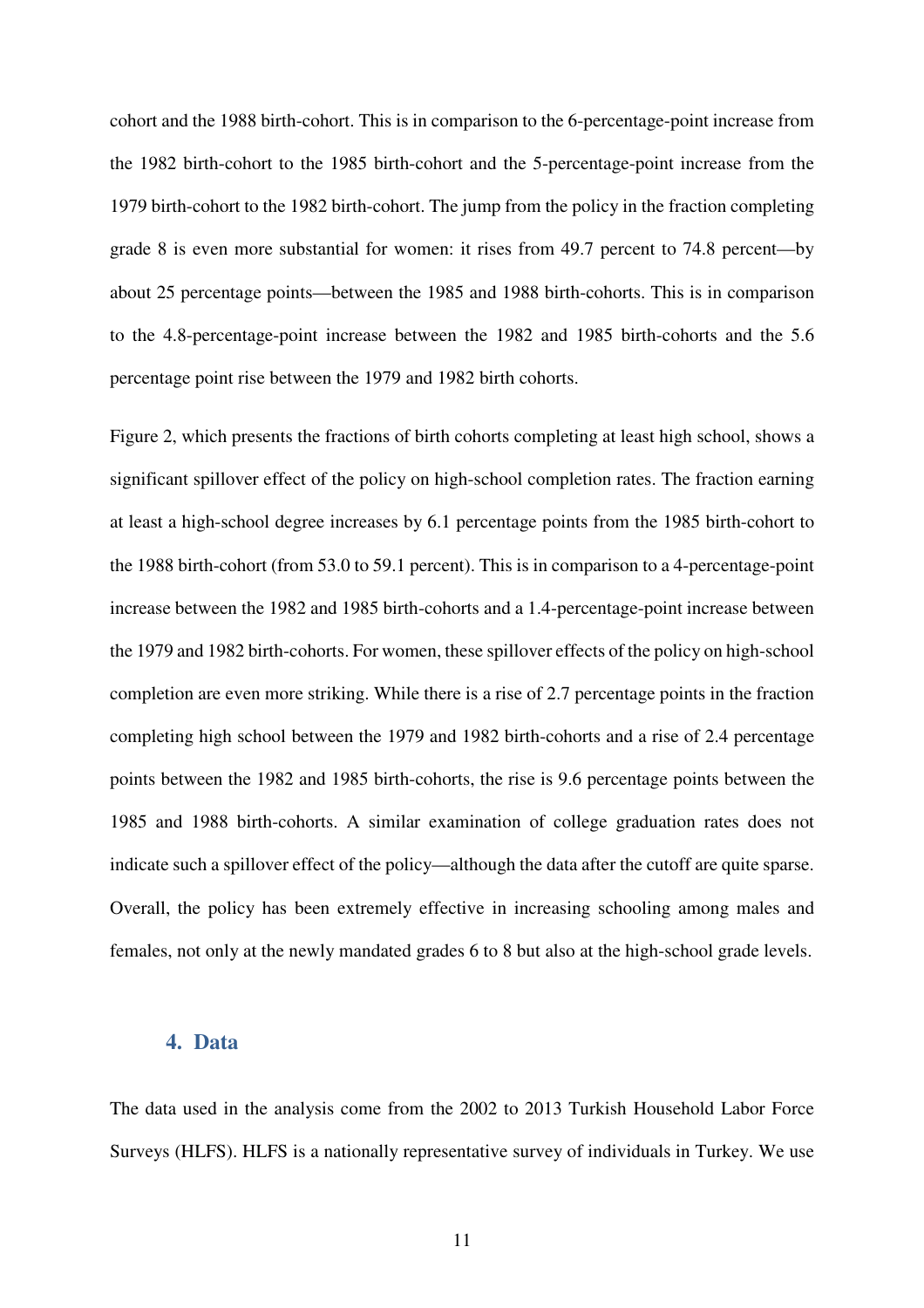cohort and the 1988 birth-cohort. This is in comparison to the 6-percentage-point increase from the 1982 birth-cohort to the 1985 birth-cohort and the 5-percentage-point increase from the 1979 birth-cohort to the 1982 birth-cohort. The jump from the policy in the fraction completing grade 8 is even more substantial for women: it rises from 49.7 percent to 74.8 percent—by about 25 percentage points—between the 1985 and 1988 birth-cohorts. This is in comparison to the 4.8-percentage-point increase between the 1982 and 1985 birth-cohorts and the 5.6 percentage point rise between the 1979 and 1982 birth cohorts.

Figure 2, which presents the fractions of birth cohorts completing at least high school, shows a significant spillover effect of the policy on high-school completion rates. The fraction earning at least a high-school degree increases by 6.1 percentage points from the 1985 birth-cohort to the 1988 birth-cohort (from 53.0 to 59.1 percent). This is in comparison to a 4-percentage-point increase between the 1982 and 1985 birth-cohorts and a 1.4-percentage-point increase between the 1979 and 1982 birth-cohorts. For women, these spillover effects of the policy on high-school completion are even more striking. While there is a rise of 2.7 percentage points in the fraction completing high school between the 1979 and 1982 birth-cohorts and a rise of 2.4 percentage points between the 1982 and 1985 birth-cohorts, the rise is 9.6 percentage points between the 1985 and 1988 birth-cohorts. A similar examination of college graduation rates does not indicate such a spillover effect of the policy—although the data after the cutoff are quite sparse. Overall, the policy has been extremely effective in increasing schooling among males and females, not only at the newly mandated grades 6 to 8 but also at the high-school grade levels.

## 4. Data

The data used in the analysis come from the 2002 to 2013 Turkish Household Labor Force Surveys (HLFS). HLFS is a nationally representative survey of individuals in Turkey. We use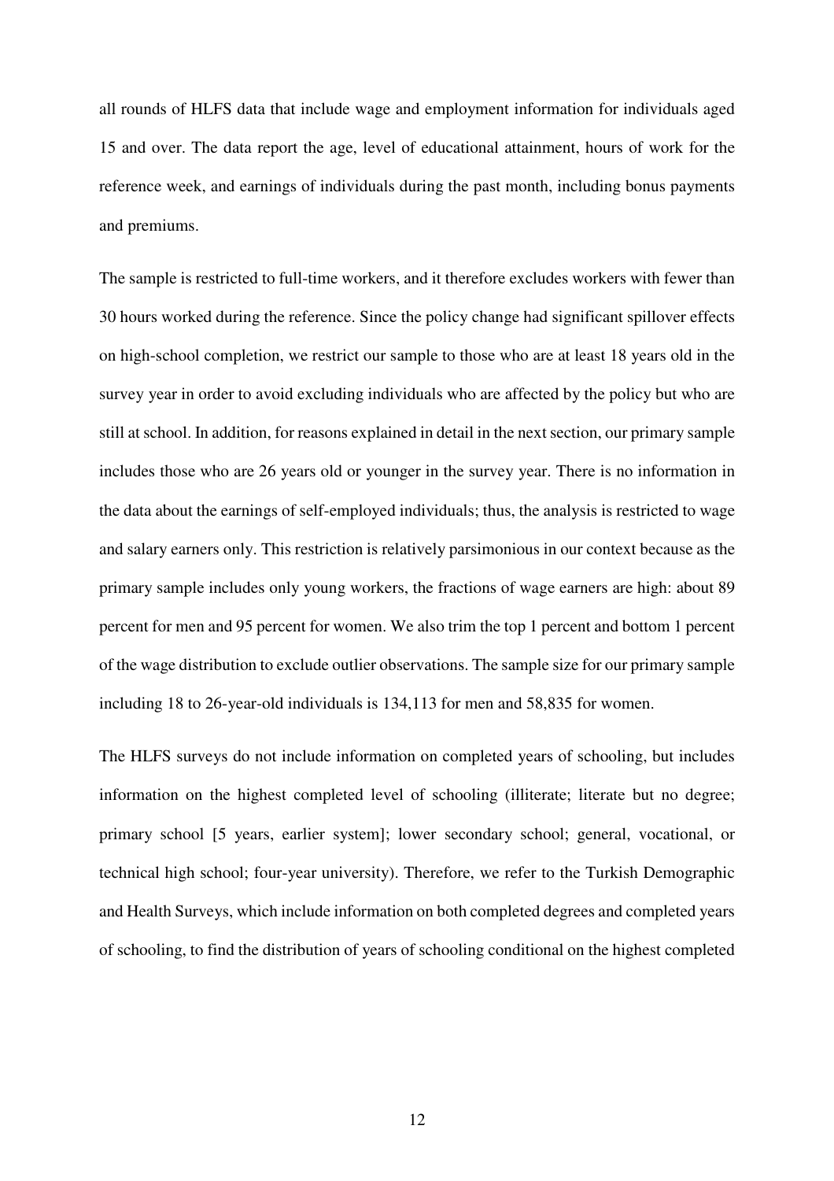all rounds of HLFS data that include wage and employment information for individuals aged 15 and over. The data report the age, level of educational attainment, hours of work for the reference week, and earnings of individuals during the past month, including bonus payments and premiums.

The sample is restricted to full-time workers, and it therefore excludes workers with fewer than 30 hours worked during the reference. Since the policy change had significant spillover effects on high-school completion, we restrict our sample to those who are at least 18 years old in the survey year in order to avoid excluding individuals who are affected by the policy but who are still at school. In addition, for reasons explained in detail in the next section, our primary sample includes those who are 26 years old or younger in the survey year. There is no information in the data about the earnings of self-employed individuals; thus, the analysis is restricted to wage and salary earners only. This restriction is relatively parsimonious in our context because as the primary sample includes only young workers, the fractions of wage earners are high: about 89 percent for men and 95 percent for women. We also trim the top 1 percent and bottom 1 percent of the wage distribution to exclude outlier observations. The sample size for our primary sample including 18 to 26-year-old individuals is 134,113 for men and 58,835 for women.

The HLFS surveys do not include information on completed years of schooling, but includes information on the highest completed level of schooling (illiterate; literate but no degree; primary school [5 years, earlier system]; lower secondary school; general, vocational, or technical high school; four-year university). Therefore, we refer to the Turkish Demographic and Health Surveys, which include information on both completed degrees and completed years of schooling, to find the distribution of years of schooling conditional on the highest completed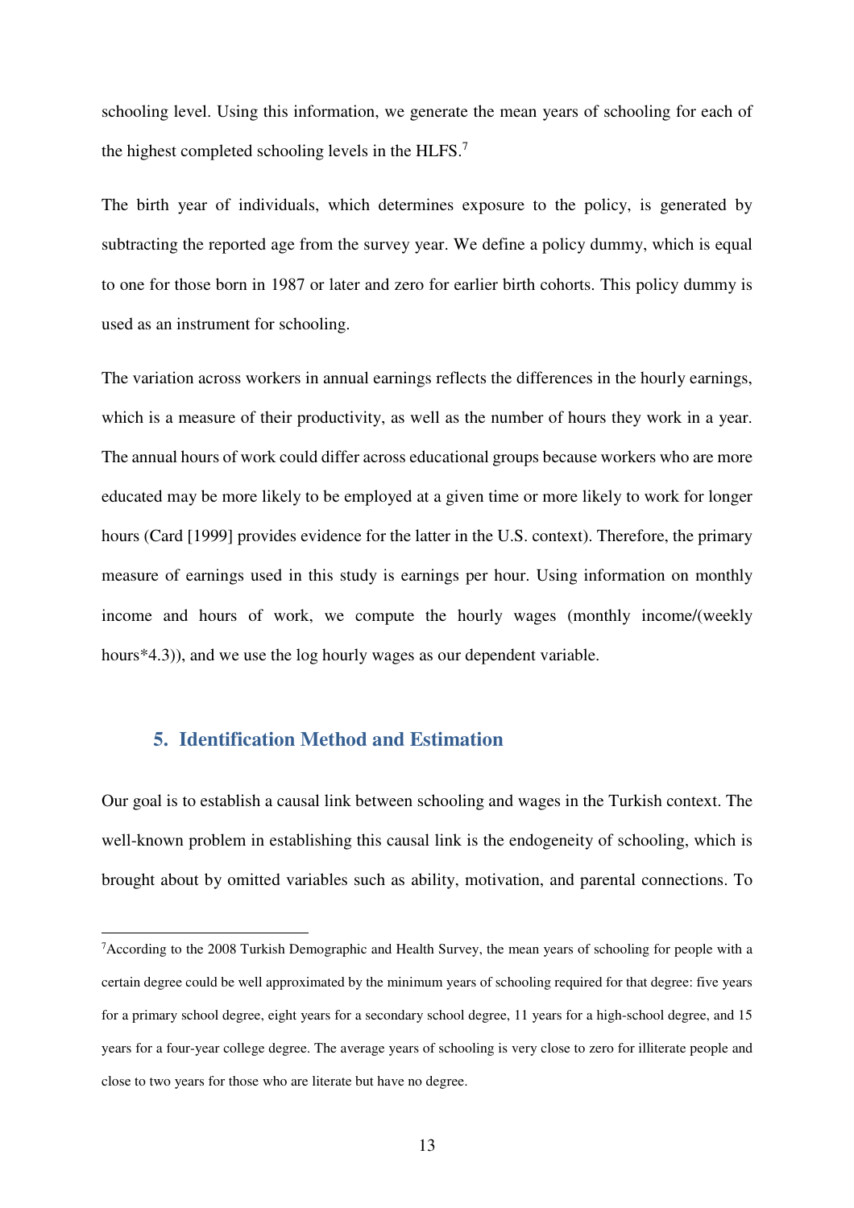schooling level. Using this information, we generate the mean years of schooling for each of the highest completed schooling levels in the HLFS.[7]

The birth year of individuals, which determines exposure to the policy, is generated by subtracting the reported age from the survey year. We define a policy dummy, which is equal to one for those born in 1987 or later and zero for earlier birth cohorts. This policy dummy is used as an instrument for schooling.

The variation across workers in annual earnings reflects the differences in the hourly earnings, which is a measure of their productivity, as well as the number of hours they work in a year. The annual hours of work could differ across educational groups because workers who are more educated may be more likely to be employed at a given time or more likely to work for longer hours (Card [1999] provides evidence for the latter in the U.S. context). Therefore, the primary measure of earnings used in this study is earnings per hour. Using information on monthly income and hours of work, we compute the hourly wages (monthly income/(weekly hours*4.3)), and we use the log hourly wages as our dependent variable.

## 5. Identification Method and Estimation

Our goal is to establish a causal link between schooling and wages in the Turkish context. The well-known problem in establishing this causal link is the endogeneity of schooling, which is brought about by omitted variables such as ability, motivation, and parental connections. To

[7] According to the 2008 Turkish Demographic and Health Survey, the mean years of schooling for people with a certain degree could be well approximated by the minimum years of schooling required for that degree: five years for a primary school degree, eight years for a secondary school degree, 11 years for a high-school degree, and 15 years for a four-year college degree. The average years of schooling is very close to zero for illiterate people and close to two years for those who are literate but have no degree.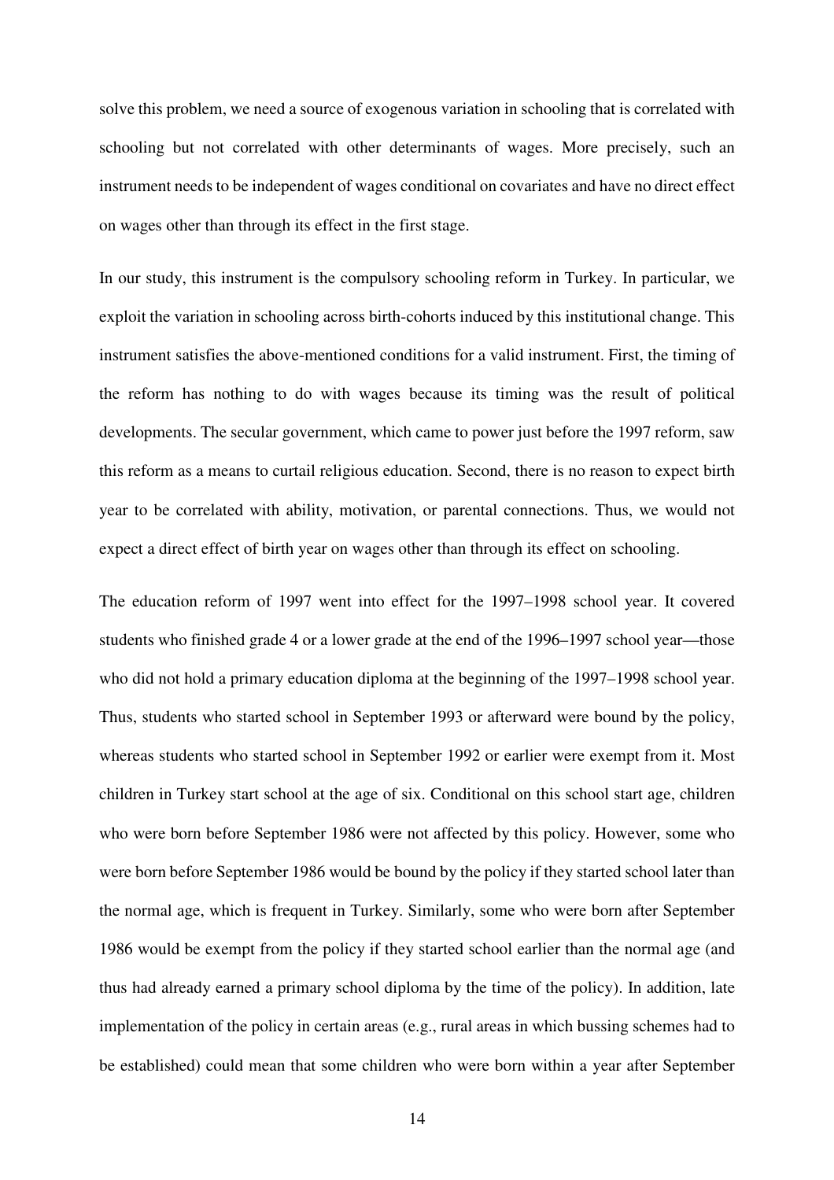solve this problem, we need a source of exogenous variation in schooling that is correlated with schooling but not correlated with other determinants of wages. More precisely, such an instrument needs to be independent of wages conditional on covariates and have no direct effect on wages other than through its effect in the first stage.

In our study, this instrument is the compulsory schooling reform in Turkey. In particular, we exploit the variation in schooling across birth-cohorts induced by this institutional change. This instrument satisfies the above-mentioned conditions for a valid instrument. First, the timing of the reform has nothing to do with wages because its timing was the result of political developments. The secular government, which came to power just before the 1997 reform, saw this reform as a means to curtail religious education. Second, there is no reason to expect birth year to be correlated with ability, motivation, or parental connections. Thus, we would not expect a direct effect of birth year on wages other than through its effect on schooling.

The education reform of 1997 went into effect for the 1997–1998 school year. It covered students who finished grade 4 or a lower grade at the end of the 1996–1997 school year—those who did not hold a primary education diploma at the beginning of the 1997–1998 school year. Thus, students who started school in September 1993 or afterward were bound by the policy, whereas students who started school in September 1992 or earlier were exempt from it. Most children in Turkey start school at the age of six. Conditional on this school start age, children who were born before September 1986 were not affected by this policy. However, some who were born before September 1986 would be bound by the policy if they started school later than the normal age, which is frequent in Turkey. Similarly, some who were born after September 1986 would be exempt from the policy if they started school earlier than the normal age (and thus had already earned a primary school diploma by the time of the policy). In addition, late implementation of the policy in certain areas (e.g., rural areas in which bussing schemes had to be established) could mean that some children who were born within a year after September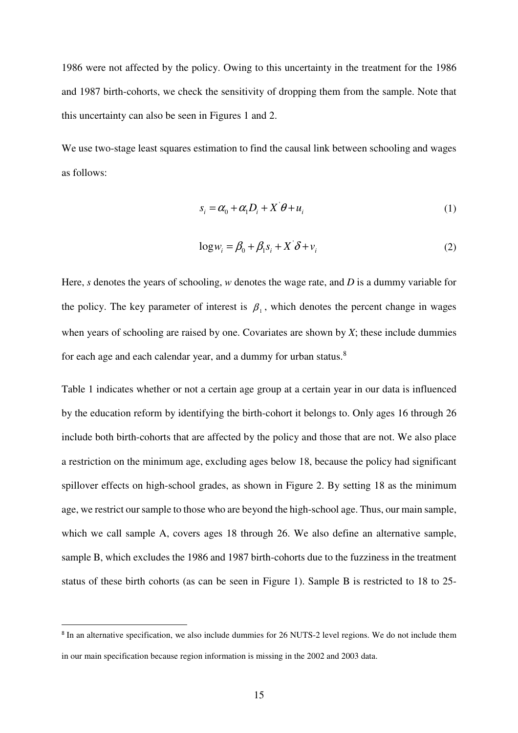1986 were not affected by the policy. Owing to this uncertainty in the treatment for the 1986 and 1987 birth-cohorts, we check the sensitivity of dropping them from the sample. Note that this uncertainty can also be seen in Figures 1 and 2.

We use two-stage least squares estimation to find the causal link between schooling and wages as follows:

$$s_i = \alpha_0 + \alpha_1 D_i + X^{'}\theta + u_i \tag{1}$$

$$\log w_i = \beta_0 + \beta_1 s_i + X^{'}\delta + v_i \tag{2}$$

Here, *s* denotes the years of schooling, *w* denotes the wage rate, and *D* is a dummy variable for the policy. The key parameter of interest is $\beta_1$, which denotes the percent change in wages when years of schooling are raised by one. Covariates are shown by *X*; these include dummies for each age and each calendar year, and a dummy for urban status.[8]

Table 1 indicates whether or not a certain age group at a certain year in our data is influenced by the education reform by identifying the birth-cohort it belongs to. Only ages 16 through 26 include both birth-cohorts that are affected by the policy and those that are not. We also place a restriction on the minimum age, excluding ages below 18, because the policy had significant spillover effects on high-school grades, as shown in Figure 2. By setting 18 as the minimum age, we restrict our sample to those who are beyond the high-school age. Thus, our main sample, which we call sample A, covers ages 18 through 26. We also define an alternative sample, sample B, which excludes the 1986 and 1987 birth-cohorts due to the fuzziness in the treatment status of these birth cohorts (as can be seen in Figure 1). Sample B is restricted to 18 to 25-

[8] In an alternative specification, we also include dummies for 26 NUTS-2 level regions. We do not include them in our main specification because region information is missing in the 2002 and 2003 data.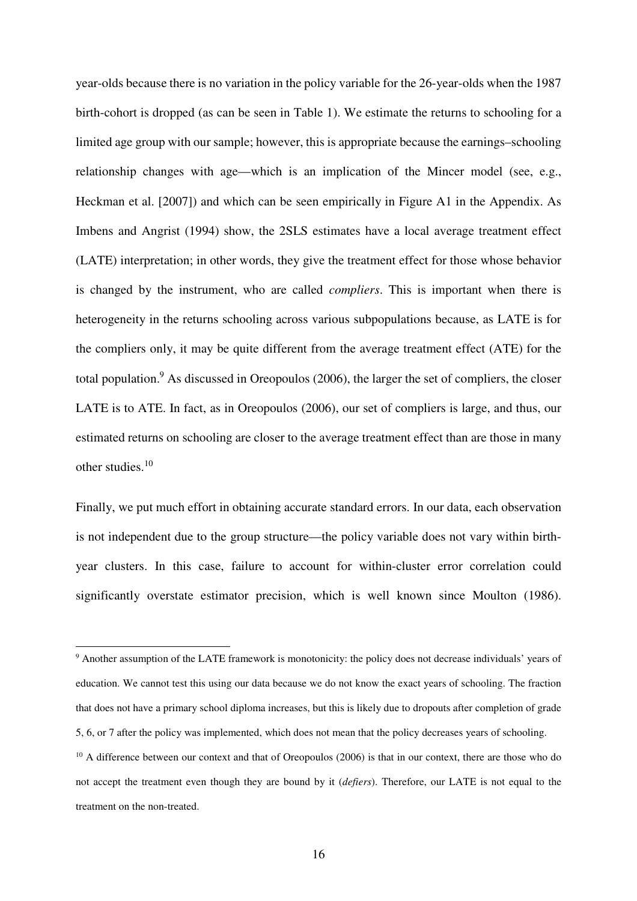year-olds because there is no variation in the policy variable for the 26-year-olds when the 1987 birth-cohort is dropped (as can be seen in Table 1). We estimate the returns to schooling for a limited age group with our sample; however, this is appropriate because the earnings–schooling relationship changes with age—which is an implication of the Mincer model (see, e.g., Heckman et al. [2007]) and which can be seen empirically in Figure A1 in the Appendix. As Imbens and Angrist (1994) show, the 2SLS estimates have a local average treatment effect (LATE) interpretation; in other words, they give the treatment effect for those whose behavior is changed by the instrument, who are called *compliers*. This is important when there is heterogeneity in the returns schooling across various subpopulations because, as LATE is for the compliers only, it may be quite different from the average treatment effect (ATE) for the total population.[9] As discussed in Oreopoulos (2006), the larger the set of compliers, the closer LATE is to ATE. In fact, as in Oreopoulos (2006), our set of compliers is large, and thus, our estimated returns on schooling are closer to the average treatment effect than are those in many other studies.[10]

Finally, we put much effort in obtaining accurate standard errors. In our data, each observation is not independent due to the group structure—the policy variable does not vary within birth-year clusters. In this case, failure to account for within-cluster error correlation could significantly overstate estimator precision, which is well known since Moulton (1986).

[9] Another assumption of the LATE framework is monotonicity: the policy does not decrease individuals' years of education. We cannot test this using our data because we do not know the exact years of schooling. The fraction that does not have a primary school diploma increases, but this is likely due to dropouts after completion of grade 5, 6, or 7 after the policy was implemented, which does not mean that the policy decreases years of schooling.

[10] A difference between our context and that of Oreopoulos (2006) is that in our context, there are those who do not accept the treatment even though they are bound by it (*defiers*). Therefore, our LATE is not equal to the treatment on the non-treated.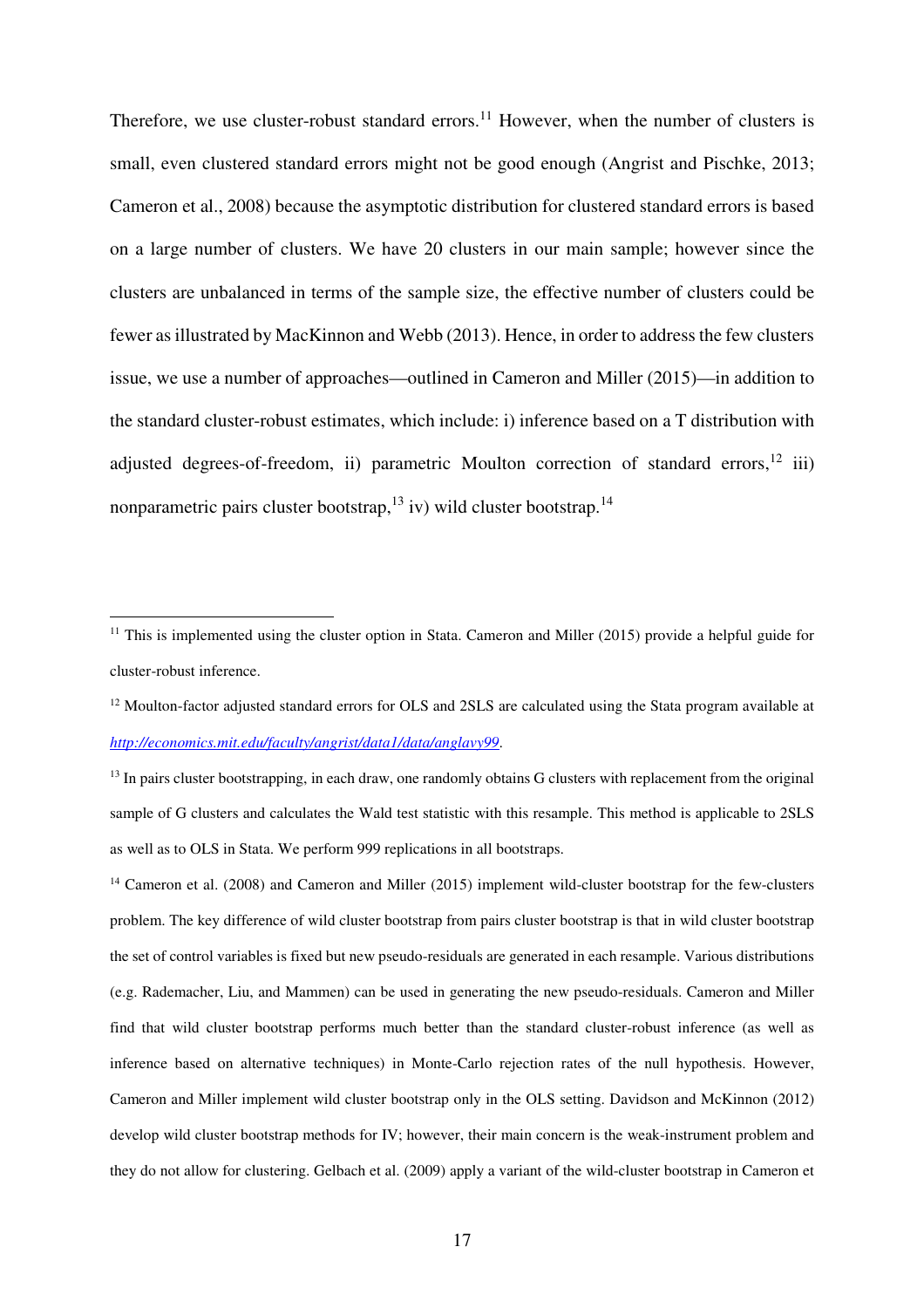Therefore, we use cluster-robust standard errors.[11] However, when the number of clusters is small, even clustered standard errors might not be good enough (Angrist and Pischke, 2013; Cameron et al., 2008) because the asymptotic distribution for clustered standard errors is based on a large number of clusters. We have 20 clusters in our main sample; however since the clusters are unbalanced in terms of the sample size, the effective number of clusters could be fewer as illustrated by MacKinnon and Webb (2013). Hence, in order to address the few clusters issue, we use a number of approaches—outlined in Cameron and Miller (2015)—in addition to the standard cluster-robust estimates, which include: i) inference based on a T distribution with adjusted degrees-of-freedom, ii) parametric Moulton correction of standard errors,[12] iii) nonparametric pairs cluster bootstrap,[13] iv) wild cluster bootstrap.[14]

---

[11] This is implemented using the cluster option in Stata. Cameron and Miller (2015) provide a helpful guide for cluster-robust inference.

[12] Moulton-factor adjusted standard errors for OLS and 2SLS are calculated using the Stata program available at [http://economics.mit.edu/faculty/angrist/data1/data/anglavy99](http://economics.mit.edu/faculty/angrist/data1/data/anglavy99).

[13] In pairs cluster bootstrapping, in each draw, one randomly obtains G clusters with replacement from the original sample of G clusters and calculates the Wald test statistic with this resample. This method is applicable to 2SLS as well as to OLS in Stata. We perform 999 replications in all bootstraps.

[14] Cameron et al. (2008) and Cameron and Miller (2015) implement wild-cluster bootstrap for the few-clusters problem. The key difference of wild cluster bootstrap from pairs cluster bootstrap is that in wild cluster bootstrap the set of control variables is fixed but new pseudo-residuals are generated in each resample. Various distributions (e.g. Rademacher, Liu, and Mammen) can be used in generating the new pseudo-residuals. Cameron and Miller find that wild cluster bootstrap performs much better than the standard cluster-robust inference (as well as inference based on alternative techniques) in Monte-Carlo rejection rates of the null hypothesis. However, Cameron and Miller implement wild cluster bootstrap only in the OLS setting. Davidson and McKinnon (2012) develop wild cluster bootstrap methods for IV; however, their main concern is the weak-instrument problem and they do not allow for clustering. Gelbach et al. (2009) apply a variant of the wild-cluster bootstrap in Cameron et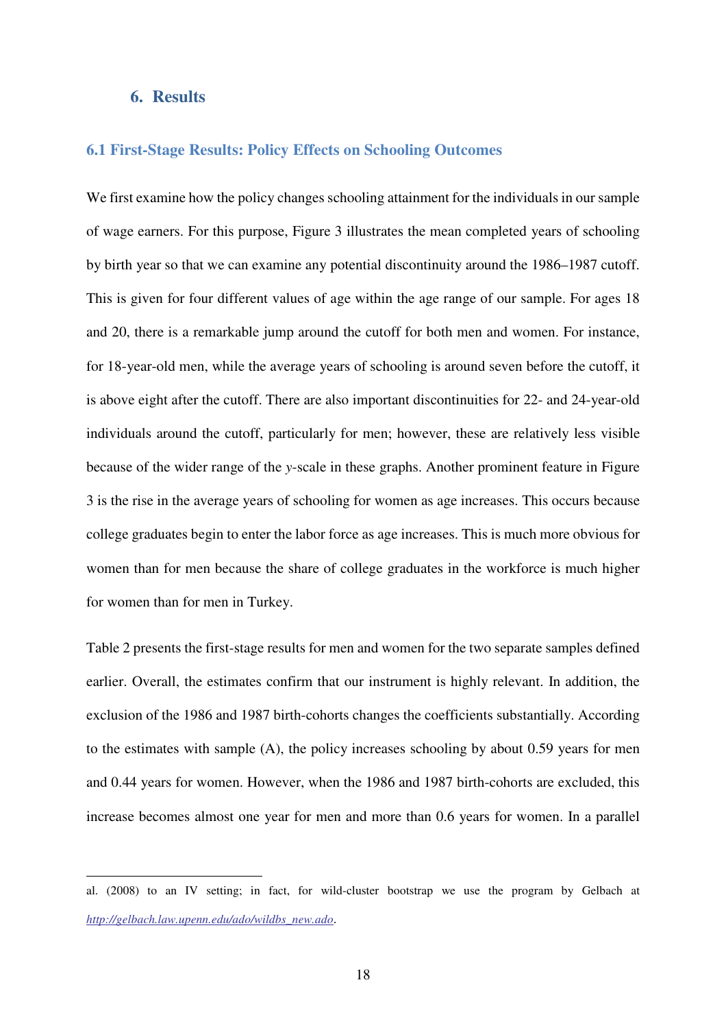## 6. Results

### 6.1 First-Stage Results: Policy Effects on Schooling Outcomes

We first examine how the policy changes schooling attainment for the individuals in our sample of wage earners. For this purpose, Figure 3 illustrates the mean completed years of schooling by birth year so that we can examine any potential discontinuity around the 1986–1987 cutoff. This is given for four different values of age within the age range of our sample. For ages 18 and 20, there is a remarkable jump around the cutoff for both men and women. For instance, for 18-year-old men, while the average years of schooling is around seven before the cutoff, it is above eight after the cutoff. There are also important discontinuities for 22- and 24-year-old individuals around the cutoff, particularly for men; however, these are relatively less visible because of the wider range of the *y*-scale in these graphs. Another prominent feature in Figure 3 is the rise in the average years of schooling for women as age increases. This occurs because college graduates begin to enter the labor force as age increases. This is much more obvious for women than for men because the share of college graduates in the workforce is much higher for women than for men in Turkey.

Table 2 presents the first-stage results for men and women for the two separate samples defined earlier. Overall, the estimates confirm that our instrument is highly relevant. In addition, the exclusion of the 1986 and 1987 birth-cohorts changes the coefficients substantially. According to the estimates with sample (A), the policy increases schooling by about 0.59 years for men and 0.44 years for women. However, when the 1986 and 1987 birth-cohorts are excluded, this increase becomes almost one year for men and more than 0.6 years for women. In a parallel

---

al. (2008) to an IV setting; in fact, for wild-cluster bootstrap we use the program by Gelbach at *http://gelbach.law.upenn.edu/ado/wildbs_new.ado*.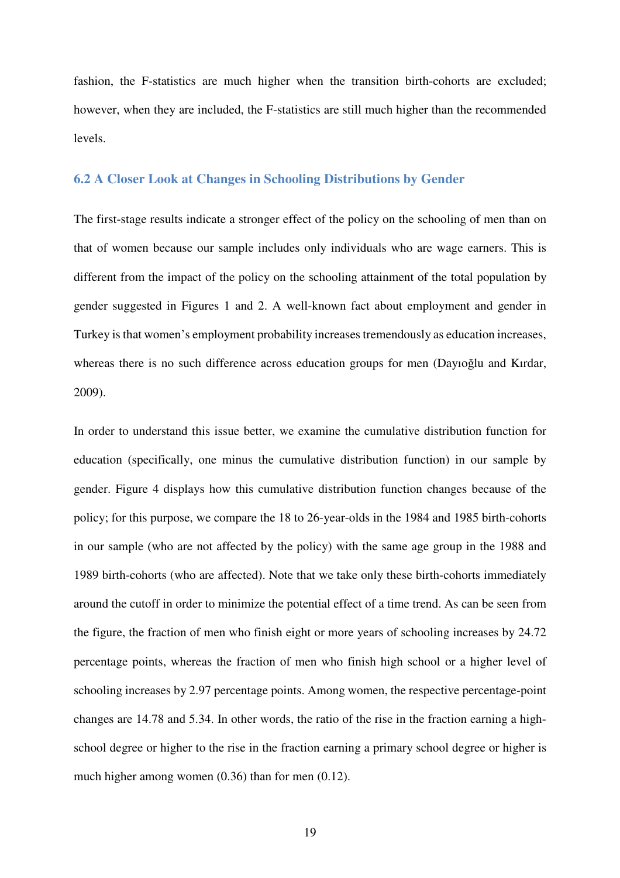fashion, the F-statistics are much higher when the transition birth-cohorts are excluded; however, when they are included, the F-statistics are still much higher than the recommended levels.

### 6.2 A Closer Look at Changes in Schooling Distributions by Gender

The first-stage results indicate a stronger effect of the policy on the schooling of men than on that of women because our sample includes only individuals who are wage earners. This is different from the impact of the policy on the schooling attainment of the total population by gender suggested in Figures 1 and 2. A well-known fact about employment and gender in Turkey is that women's employment probability increases tremendously as education increases, whereas there is no such difference across education groups for men (Dayıoğlu and Kırdar, 2009).

In order to understand this issue better, we examine the cumulative distribution function for education (specifically, one minus the cumulative distribution function) in our sample by gender. Figure 4 displays how this cumulative distribution function changes because of the policy; for this purpose, we compare the 18 to 26-year-olds in the 1984 and 1985 birth-cohorts in our sample (who are not affected by the policy) with the same age group in the 1988 and 1989 birth-cohorts (who are affected). Note that we take only these birth-cohorts immediately around the cutoff in order to minimize the potential effect of a time trend. As can be seen from the figure, the fraction of men who finish eight or more years of schooling increases by 24.72 percentage points, whereas the fraction of men who finish high school or a higher level of schooling increases by 2.97 percentage points. Among women, the respective percentage-point changes are 14.78 and 5.34. In other words, the ratio of the rise in the fraction earning a high-school degree or higher to the rise in the fraction earning a primary school degree or higher is much higher among women (0.36) than for men (0.12).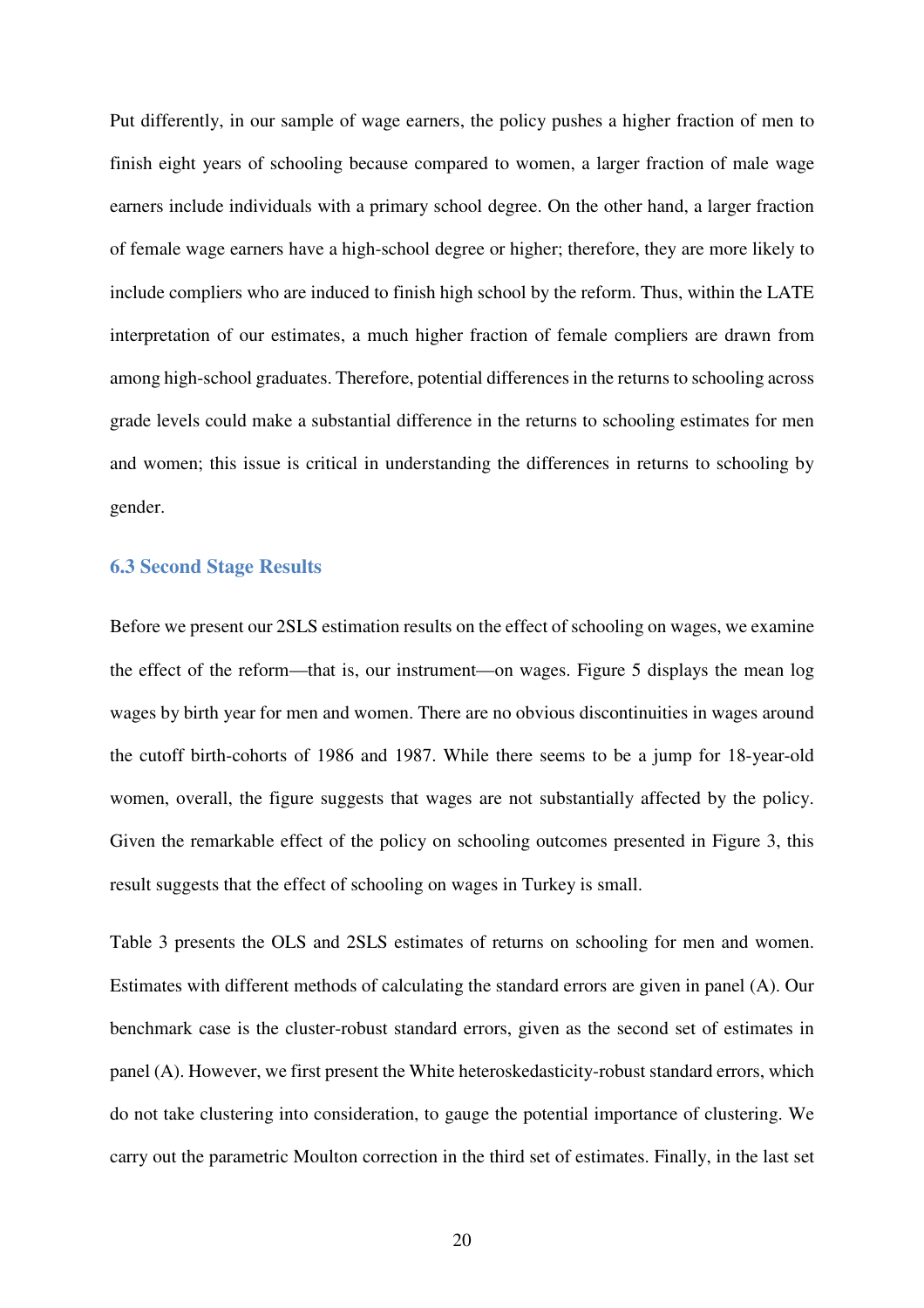Put differently, in our sample of wage earners, the policy pushes a higher fraction of men to finish eight years of schooling because compared to women, a larger fraction of male wage earners include individuals with a primary school degree. On the other hand, a larger fraction of female wage earners have a high-school degree or higher; therefore, they are more likely to include compliers who are induced to finish high school by the reform. Thus, within the LATE interpretation of our estimates, a much higher fraction of female compliers are drawn from among high-school graduates. Therefore, potential differences in the returns to schooling across grade levels could make a substantial difference in the returns to schooling estimates for men and women; this issue is critical in understanding the differences in returns to schooling by gender.

### 6.3 Second Stage Results

Before we present our 2SLS estimation results on the effect of schooling on wages, we examine the effect of the reform—that is, our instrument—on wages. Figure 5 displays the mean log wages by birth year for men and women. There are no obvious discontinuities in wages around the cutoff birth-cohorts of 1986 and 1987. While there seems to be a jump for 18-year-old women, overall, the figure suggests that wages are not substantially affected by the policy. Given the remarkable effect of the policy on schooling outcomes presented in Figure 3, this result suggests that the effect of schooling on wages in Turkey is small.

Table 3 presents the OLS and 2SLS estimates of returns on schooling for men and women. Estimates with different methods of calculating the standard errors are given in panel (A). Our benchmark case is the cluster-robust standard errors, given as the second set of estimates in panel (A). However, we first present the White heteroskedasticity-robust standard errors, which do not take clustering into consideration, to gauge the potential importance of clustering. We carry out the parametric Moulton correction in the third set of estimates. Finally, in the last set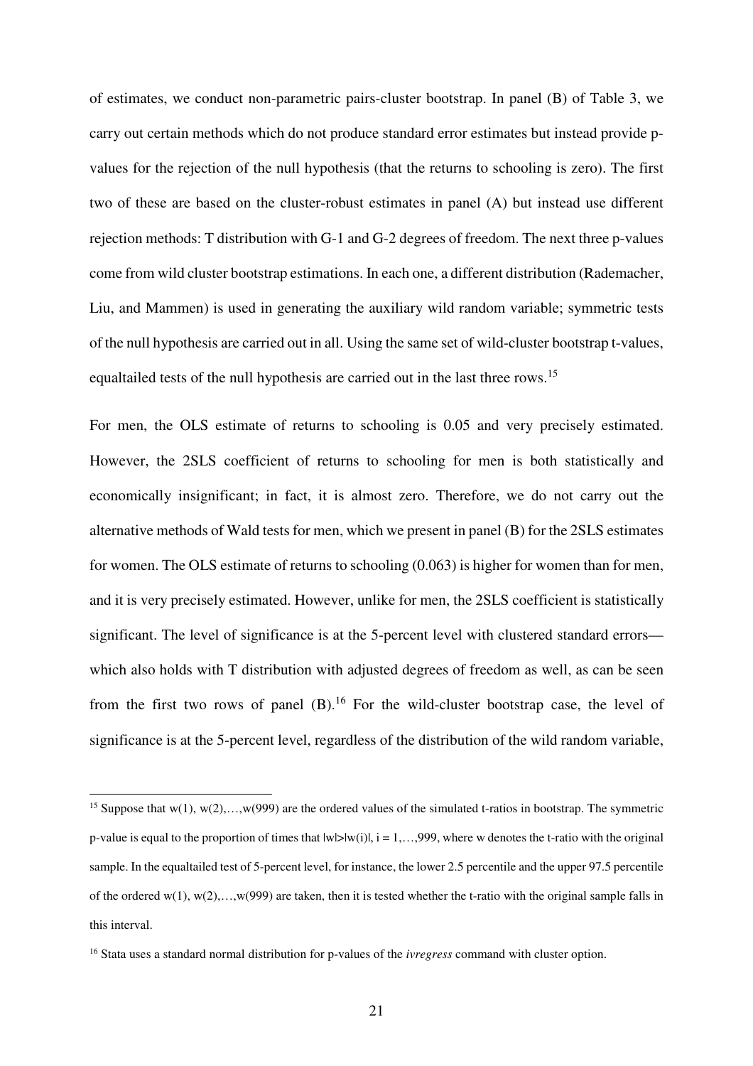of estimates, we conduct non-parametric pairs-cluster bootstrap. In panel (B) of Table 3, we carry out certain methods which do not produce standard error estimates but instead provide p-values for the rejection of the null hypothesis (that the returns to schooling is zero). The first two of these are based on the cluster-robust estimates in panel (A) but instead use different rejection methods: T distribution with G-1 and G-2 degrees of freedom. The next three p-values come from wild cluster bootstrap estimations. In each one, a different distribution (Rademacher, Liu, and Mammen) is used in generating the auxiliary wild random variable; symmetric tests of the null hypothesis are carried out in all. Using the same set of wild-cluster bootstrap t-values, equaltailed tests of the null hypothesis are carried out in the last three rows.[15]

For men, the OLS estimate of returns to schooling is 0.05 and very precisely estimated. However, the 2SLS coefficient of returns to schooling for men is both statistically and economically insignificant; in fact, it is almost zero. Therefore, we do not carry out the alternative methods of Wald tests for men, which we present in panel (B) for the 2SLS estimates for women. The OLS estimate of returns to schooling (0.063) is higher for women than for men, and it is very precisely estimated. However, unlike for men, the 2SLS coefficient is statistically significant. The level of significance is at the 5-percent level with clustered standard errors—which also holds with T distribution with adjusted degrees of freedom as well, as can be seen from the first two rows of panel (B).[16] For the wild-cluster bootstrap case, the level of significance is at the 5-percent level, regardless of the distribution of the wild random variable,

---

[15] Suppose that w(1), w(2),…,w(999) are the ordered values of the simulated t-ratios in bootstrap. The symmetric p-value is equal to the proportion of times that $|w|>|w(i)|$, i = 1,…,999, where w denotes the t-ratio with the original sample. In the equaltailed test of 5-percent level, for instance, the lower 2.5 percentile and the upper 97.5 percentile of the ordered w(1), w(2),…,w(999) are taken, then it is tested whether the t-ratio with the original sample falls in this interval.

[16] Stata uses a standard normal distribution for p-values of the *ivregress* command with cluster option.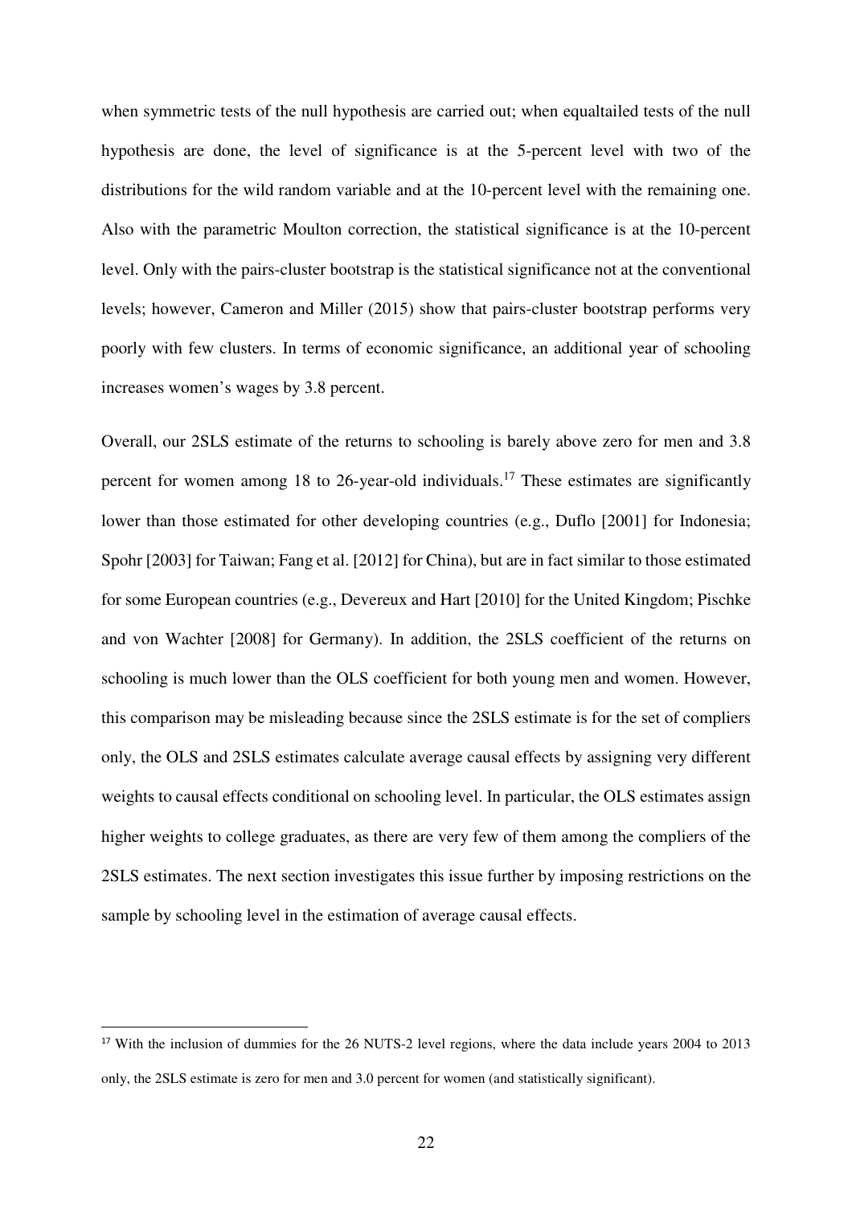when symmetric tests of the null hypothesis are carried out; when equaltailed tests of the null hypothesis are done, the level of significance is at the 5-percent level with two of the distributions for the wild random variable and at the 10-percent level with the remaining one. Also with the parametric Moulton correction, the statistical significance is at the 10-percent level. Only with the pairs-cluster bootstrap is the statistical significance not at the conventional levels; however, Cameron and Miller (2015) show that pairs-cluster bootstrap performs very poorly with few clusters. In terms of economic significance, an additional year of schooling increases women's wages by 3.8 percent.

Overall, our 2SLS estimate of the returns to schooling is barely above zero for men and 3.8 percent for women among 18 to 26-year-old individuals.[17] These estimates are significantly lower than those estimated for other developing countries (e.g., Duflo [2001] for Indonesia; Spohr [2003] for Taiwan; Fang et al. [2012] for China), but are in fact similar to those estimated for some European countries (e.g., Devereux and Hart [2010] for the United Kingdom; Pischke and von Wachter [2008] for Germany). In addition, the 2SLS coefficient of the returns on schooling is much lower than the OLS coefficient for both young men and women. However, this comparison may be misleading because since the 2SLS estimate is for the set of compliers only, the OLS and 2SLS estimates calculate average causal effects by assigning very different weights to causal effects conditional on schooling level. In particular, the OLS estimates assign higher weights to college graduates, as there are very few of them among the compliers of the 2SLS estimates. The next section investigates this issue further by imposing restrictions on the sample by schooling level in the estimation of average causal effects.

[17] With the inclusion of dummies for the 26 NUTS-2 level regions, where the data include years 2004 to 2013 only, the 2SLS estimate is zero for men and 3.0 percent for women (and statistically significant).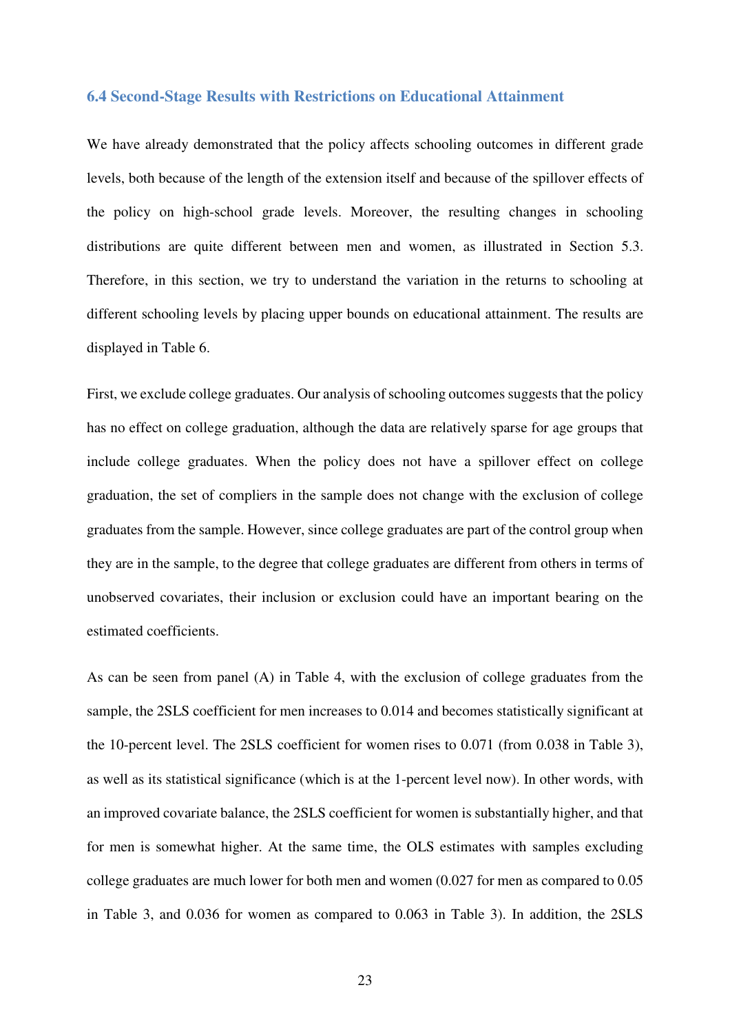### 6.4 Second-Stage Results with Restrictions on Educational Attainment

We have already demonstrated that the policy affects schooling outcomes in different grade levels, both because of the length of the extension itself and because of the spillover effects of the policy on high-school grade levels. Moreover, the resulting changes in schooling distributions are quite different between men and women, as illustrated in Section 5.3. Therefore, in this section, we try to understand the variation in the returns to schooling at different schooling levels by placing upper bounds on educational attainment. The results are displayed in Table 6.

First, we exclude college graduates. Our analysis of schooling outcomes suggests that the policy has no effect on college graduation, although the data are relatively sparse for age groups that include college graduates. When the policy does not have a spillover effect on college graduation, the set of compliers in the sample does not change with the exclusion of college graduates from the sample. However, since college graduates are part of the control group when they are in the sample, to the degree that college graduates are different from others in terms of unobserved covariates, their inclusion or exclusion could have an important bearing on the estimated coefficients.

As can be seen from panel (A) in Table 4, with the exclusion of college graduates from the sample, the 2SLS coefficient for men increases to 0.014 and becomes statistically significant at the 10-percent level. The 2SLS coefficient for women rises to 0.071 (from 0.038 in Table 3), as well as its statistical significance (which is at the 1-percent level now). In other words, with an improved covariate balance, the 2SLS coefficient for women is substantially higher, and that for men is somewhat higher. At the same time, the OLS estimates with samples excluding college graduates are much lower for both men and women (0.027 for men as compared to 0.05 in Table 3, and 0.036 for women as compared to 0.063 in Table 3). In addition, the 2SLS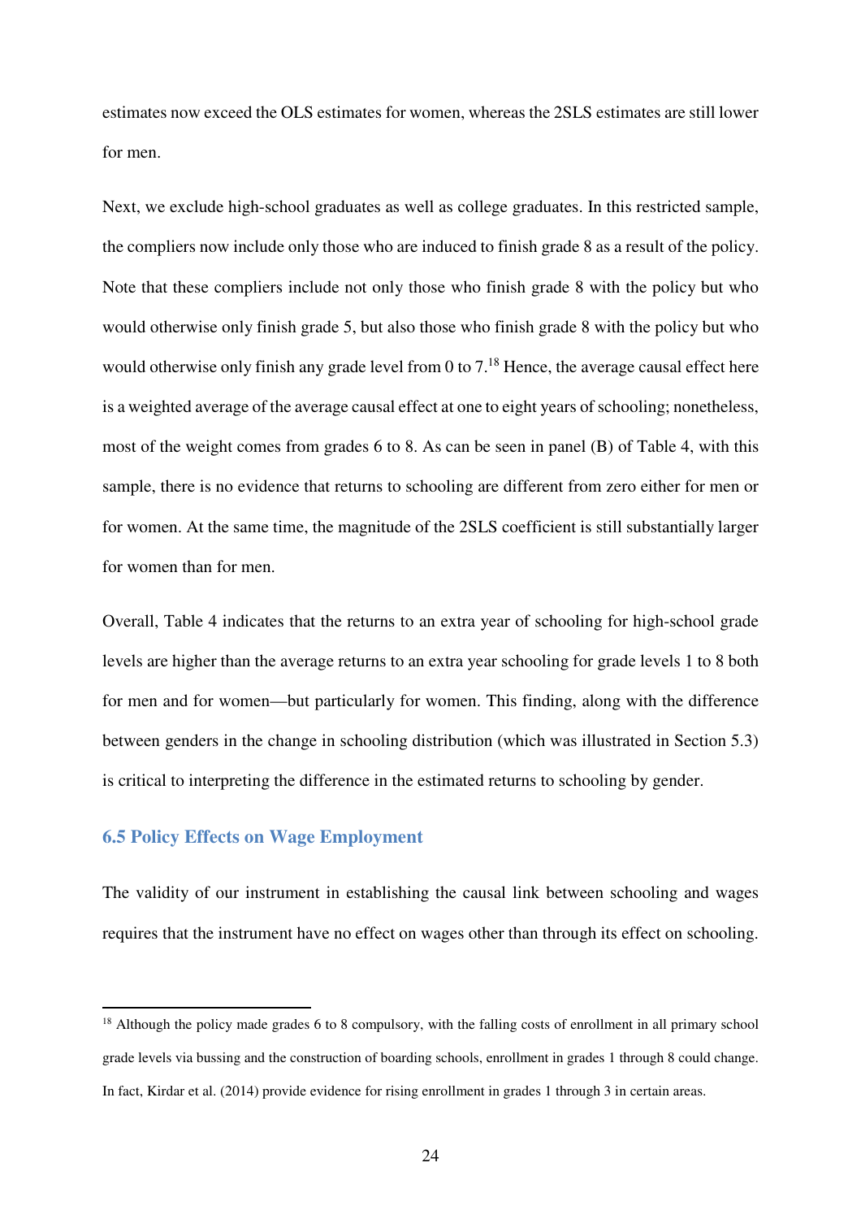estimates now exceed the OLS estimates for women, whereas the 2SLS estimates are still lower for men.

Next, we exclude high-school graduates as well as college graduates. In this restricted sample, the compliers now include only those who are induced to finish grade 8 as a result of the policy. Note that these compliers include not only those who finish grade 8 with the policy but who would otherwise only finish grade 5, but also those who finish grade 8 with the policy but who would otherwise only finish any grade level from 0 to 7.[18] Hence, the average causal effect here is a weighted average of the average causal effect at one to eight years of schooling; nonetheless, most of the weight comes from grades 6 to 8. As can be seen in panel (B) of Table 4, with this sample, there is no evidence that returns to schooling are different from zero either for men or for women. At the same time, the magnitude of the 2SLS coefficient is still substantially larger for women than for men.

Overall, Table 4 indicates that the returns to an extra year of schooling for high-school grade levels are higher than the average returns to an extra year schooling for grade levels 1 to 8 both for men and for women—but particularly for women. This finding, along with the difference between genders in the change in schooling distribution (which was illustrated in Section 5.3) is critical to interpreting the difference in the estimated returns to schooling by gender.

### 6.5 Policy Effects on Wage Employment

The validity of our instrument in establishing the causal link between schooling and wages requires that the instrument have no effect on wages other than through its effect on schooling.

[18] Although the policy made grades 6 to 8 compulsory, with the falling costs of enrollment in all primary school grade levels via bussing and the construction of boarding schools, enrollment in grades 1 through 8 could change. In fact, Kirdar et al. (2014) provide evidence for rising enrollment in grades 1 through 3 in certain areas.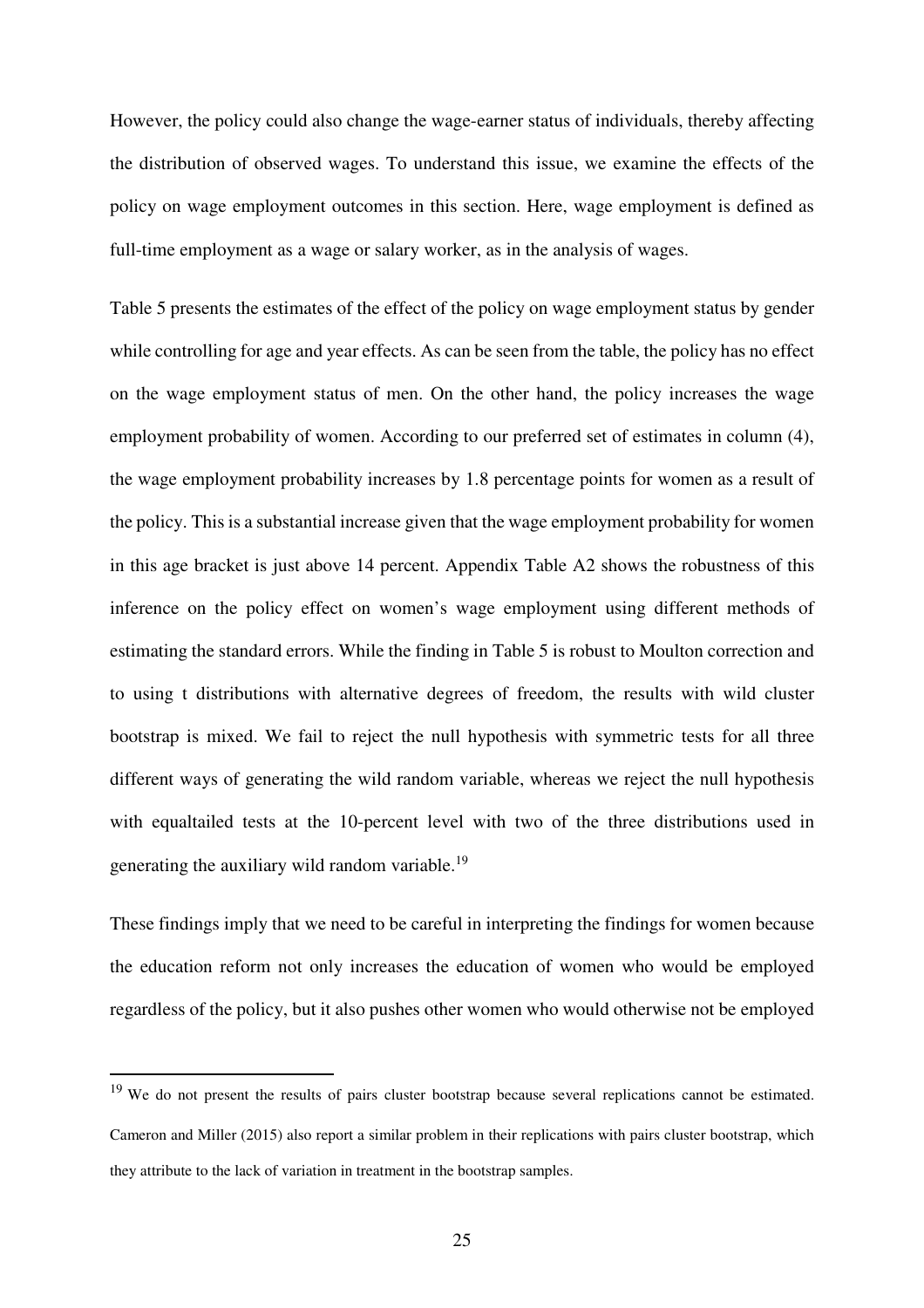However, the policy could also change the wage-earner status of individuals, thereby affecting the distribution of observed wages. To understand this issue, we examine the effects of the policy on wage employment outcomes in this section. Here, wage employment is defined as full-time employment as a wage or salary worker, as in the analysis of wages.

Table 5 presents the estimates of the effect of the policy on wage employment status by gender while controlling for age and year effects. As can be seen from the table, the policy has no effect on the wage employment status of men. On the other hand, the policy increases the wage employment probability of women. According to our preferred set of estimates in column (4), the wage employment probability increases by 1.8 percentage points for women as a result of the policy. This is a substantial increase given that the wage employment probability for women in this age bracket is just above 14 percent. Appendix Table A2 shows the robustness of this inference on the policy effect on women's wage employment using different methods of estimating the standard errors. While the finding in Table 5 is robust to Moulton correction and to using t distributions with alternative degrees of freedom, the results with wild cluster bootstrap is mixed. We fail to reject the null hypothesis with symmetric tests for all three different ways of generating the wild random variable, whereas we reject the null hypothesis with equaltailed tests at the 10-percent level with two of the three distributions used in generating the auxiliary wild random variable.[19]

These findings imply that we need to be careful in interpreting the findings for women because the education reform not only increases the education of women who would be employed regardless of the policy, but it also pushes other women who would otherwise not be employed

[19] We do not present the results of pairs cluster bootstrap because several replications cannot be estimated. Cameron and Miller (2015) also report a similar problem in their replications with pairs cluster bootstrap, which they attribute to the lack of variation in treatment in the bootstrap samples.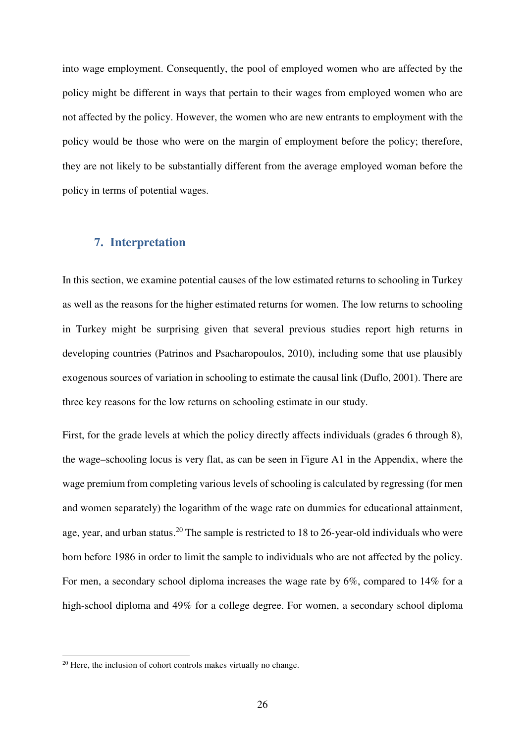into wage employment. Consequently, the pool of employed women who are affected by the policy might be different in ways that pertain to their wages from employed women who are not affected by the policy. However, the women who are new entrants to employment with the policy would be those who were on the margin of employment before the policy; therefore, they are not likely to be substantially different from the average employed woman before the policy in terms of potential wages.

## 7. Interpretation

In this section, we examine potential causes of the low estimated returns to schooling in Turkey as well as the reasons for the higher estimated returns for women. The low returns to schooling in Turkey might be surprising given that several previous studies report high returns in developing countries (Patrinos and Psacharopoulos, 2010), including some that use plausibly exogenous sources of variation in schooling to estimate the causal link (Duflo, 2001). There are three key reasons for the low returns on schooling estimate in our study.

First, for the grade levels at which the policy directly affects individuals (grades 6 through 8), the wage–schooling locus is very flat, as can be seen in Figure A1 in the Appendix, where the wage premium from completing various levels of schooling is calculated by regressing (for men and women separately) the logarithm of the wage rate on dummies for educational attainment, age, year, and urban status.[20] The sample is restricted to 18 to 26-year-old individuals who were born before 1986 in order to limit the sample to individuals who are not affected by the policy. For men, a secondary school diploma increases the wage rate by 6%, compared to 14% for a high-school diploma and 49% for a college degree. For women, a secondary school diploma

[20] Here, the inclusion of cohort controls makes virtually no change.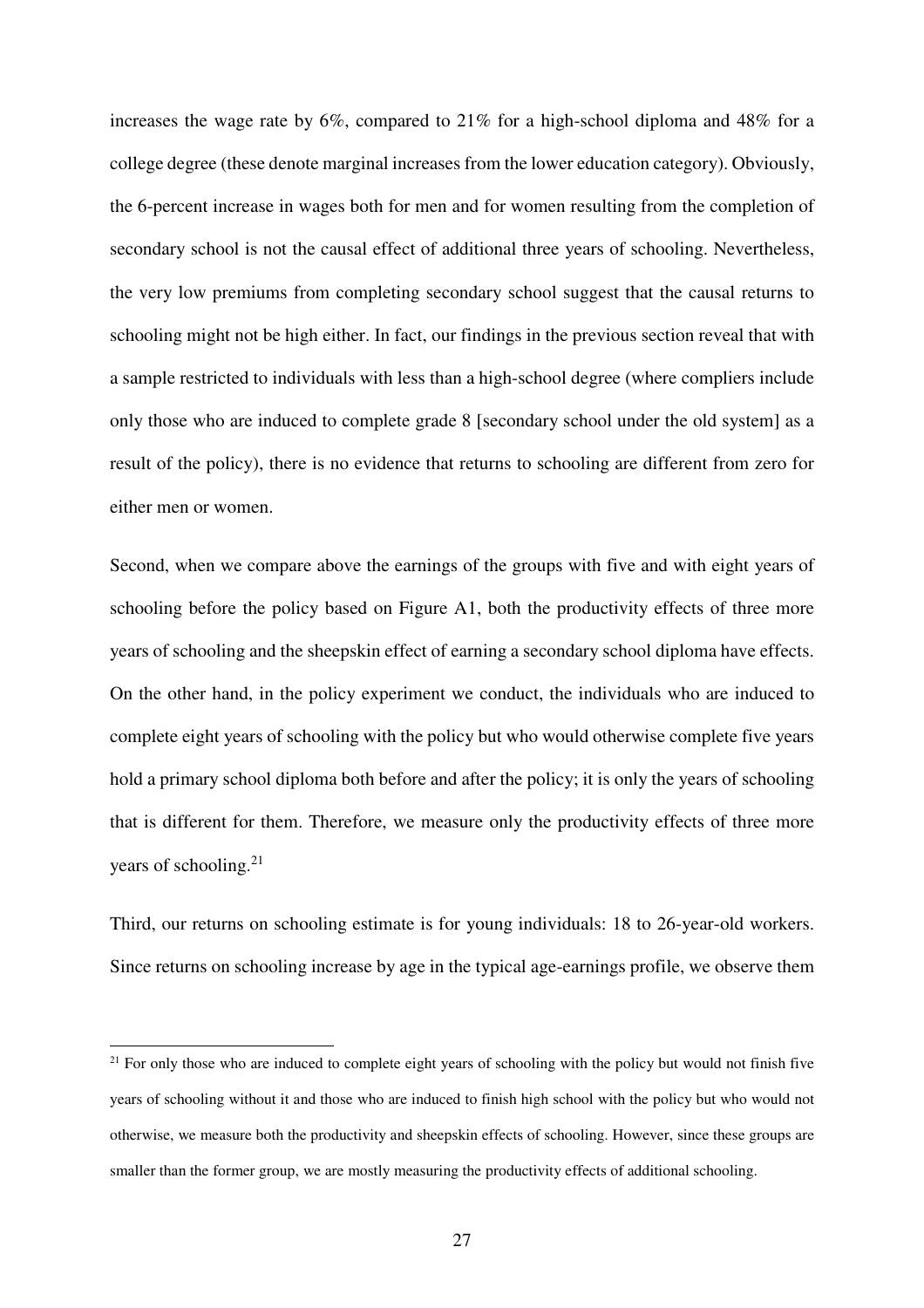increases the wage rate by 6%, compared to 21% for a high-school diploma and 48% for a college degree (these denote marginal increases from the lower education category). Obviously, the 6-percent increase in wages both for men and for women resulting from the completion of secondary school is not the causal effect of additional three years of schooling. Nevertheless, the very low premiums from completing secondary school suggest that the causal returns to schooling might not be high either. In fact, our findings in the previous section reveal that with a sample restricted to individuals with less than a high-school degree (where compliers include only those who are induced to complete grade 8 [secondary school under the old system] as a result of the policy), there is no evidence that returns to schooling are different from zero for either men or women.

Second, when we compare above the earnings of the groups with five and with eight years of schooling before the policy based on Figure A1, both the productivity effects of three more years of schooling and the sheepskin effect of earning a secondary school diploma have effects. On the other hand, in the policy experiment we conduct, the individuals who are induced to complete eight years of schooling with the policy but who would otherwise complete five years hold a primary school diploma both before and after the policy; it is only the years of schooling that is different for them. Therefore, we measure only the productivity effects of three more years of schooling.[21]

Third, our returns on schooling estimate is for young individuals: 18 to 26-year-old workers. Since returns on schooling increase by age in the typical age-earnings profile, we observe them

[21] For only those who are induced to complete eight years of schooling with the policy but would not finish five years of schooling without it and those who are induced to finish high school with the policy but who would not otherwise, we measure both the productivity and sheepskin effects of schooling. However, since these groups are smaller than the former group, we are mostly measuring the productivity effects of additional schooling.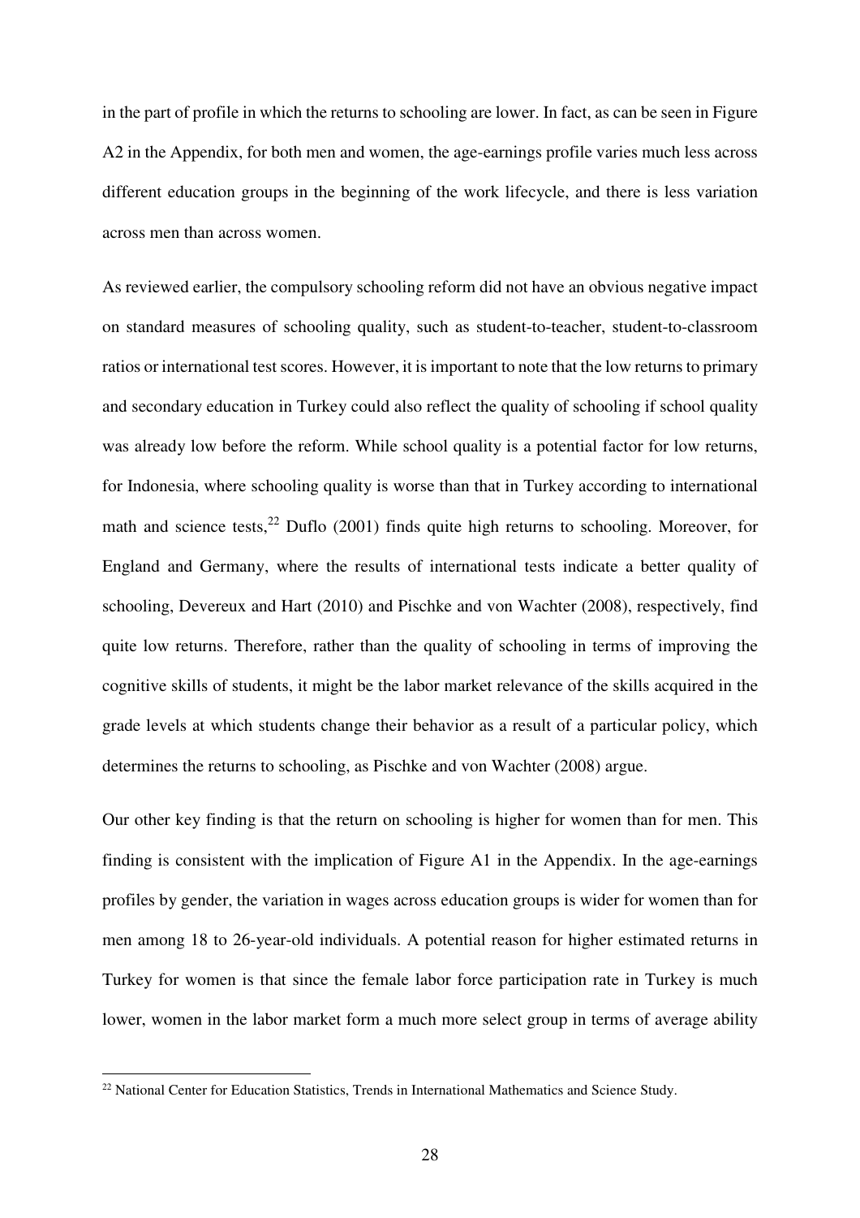in the part of profile in which the returns to schooling are lower. In fact, as can be seen in Figure A2 in the Appendix, for both men and women, the age-earnings profile varies much less across different education groups in the beginning of the work lifecycle, and there is less variation across men than across women.

As reviewed earlier, the compulsory schooling reform did not have an obvious negative impact on standard measures of schooling quality, such as student-to-teacher, student-to-classroom ratios or international test scores. However, it is important to note that the low returns to primary and secondary education in Turkey could also reflect the quality of schooling if school quality was already low before the reform. While school quality is a potential factor for low returns, for Indonesia, where schooling quality is worse than that in Turkey according to international math and science tests,[22] Duflo (2001) finds quite high returns to schooling. Moreover, for England and Germany, where the results of international tests indicate a better quality of schooling, Devereux and Hart (2010) and Pischke and von Wachter (2008), respectively, find quite low returns. Therefore, rather than the quality of schooling in terms of improving the cognitive skills of students, it might be the labor market relevance of the skills acquired in the grade levels at which students change their behavior as a result of a particular policy, which determines the returns to schooling, as Pischke and von Wachter (2008) argue.

Our other key finding is that the return on schooling is higher for women than for men. This finding is consistent with the implication of Figure A1 in the Appendix. In the age-earnings profiles by gender, the variation in wages across education groups is wider for women than for men among 18 to 26-year-old individuals. A potential reason for higher estimated returns in Turkey for women is that since the female labor force participation rate in Turkey is much lower, women in the labor market form a much more select group in terms of average ability

[22] National Center for Education Statistics, Trends in International Mathematics and Science Study.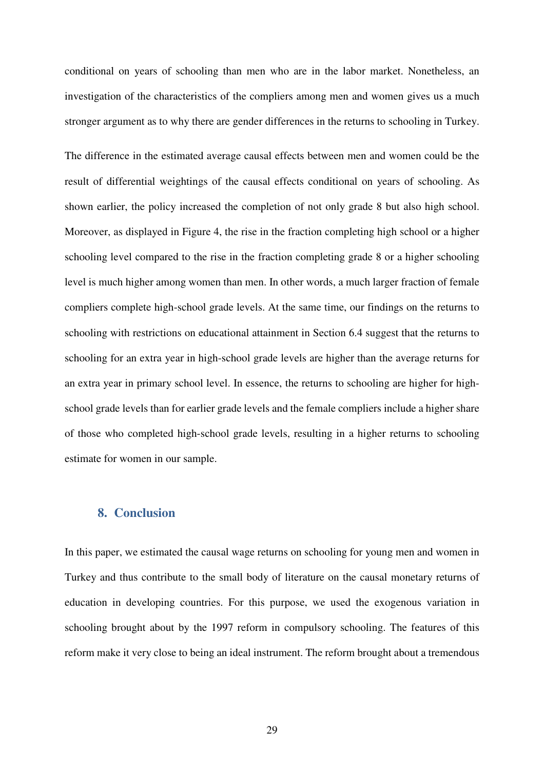conditional on years of schooling than men who are in the labor market. Nonetheless, an investigation of the characteristics of the compliers among men and women gives us a much stronger argument as to why there are gender differences in the returns to schooling in Turkey.

The difference in the estimated average causal effects between men and women could be the result of differential weightings of the causal effects conditional on years of schooling. As shown earlier, the policy increased the completion of not only grade 8 but also high school. Moreover, as displayed in Figure 4, the rise in the fraction completing high school or a higher schooling level compared to the rise in the fraction completing grade 8 or a higher schooling level is much higher among women than men. In other words, a much larger fraction of female compliers complete high-school grade levels. At the same time, our findings on the returns to schooling with restrictions on educational attainment in Section 6.4 suggest that the returns to schooling for an extra year in high-school grade levels are higher than the average returns for an extra year in primary school level. In essence, the returns to schooling are higher for high-school grade levels than for earlier grade levels and the female compliers include a higher share of those who completed high-school grade levels, resulting in a higher returns to schooling estimate for women in our sample.

## 8. Conclusion

In this paper, we estimated the causal wage returns on schooling for young men and women in Turkey and thus contribute to the small body of literature on the causal monetary returns of education in developing countries. For this purpose, we used the exogenous variation in schooling brought about by the 1997 reform in compulsory schooling. The features of this reform make it very close to being an ideal instrument. The reform brought about a tremendous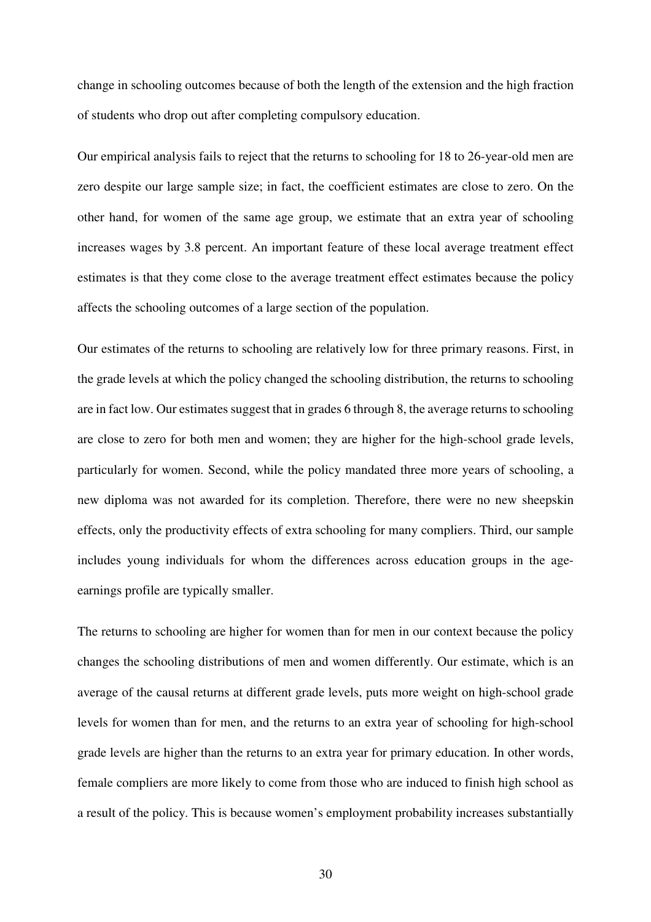change in schooling outcomes because of both the length of the extension and the high fraction of students who drop out after completing compulsory education.

Our empirical analysis fails to reject that the returns to schooling for 18 to 26-year-old men are zero despite our large sample size; in fact, the coefficient estimates are close to zero. On the other hand, for women of the same age group, we estimate that an extra year of schooling increases wages by 3.8 percent. An important feature of these local average treatment effect estimates is that they come close to the average treatment effect estimates because the policy affects the schooling outcomes of a large section of the population.

Our estimates of the returns to schooling are relatively low for three primary reasons. First, in the grade levels at which the policy changed the schooling distribution, the returns to schooling are in fact low. Our estimates suggest that in grades 6 through 8, the average returns to schooling are close to zero for both men and women; they are higher for the high-school grade levels, particularly for women. Second, while the policy mandated three more years of schooling, a new diploma was not awarded for its completion. Therefore, there were no new sheepskin effects, only the productivity effects of extra schooling for many compliers. Third, our sample includes young individuals for whom the differences across education groups in the age-earnings profile are typically smaller.

The returns to schooling are higher for women than for men in our context because the policy changes the schooling distributions of men and women differently. Our estimate, which is an average of the causal returns at different grade levels, puts more weight on high-school grade levels for women than for men, and the returns to an extra year of schooling for high-school grade levels are higher than the returns to an extra year for primary education. In other words, female compliers are more likely to come from those who are induced to finish high school as a result of the policy. This is because women's employment probability increases substantially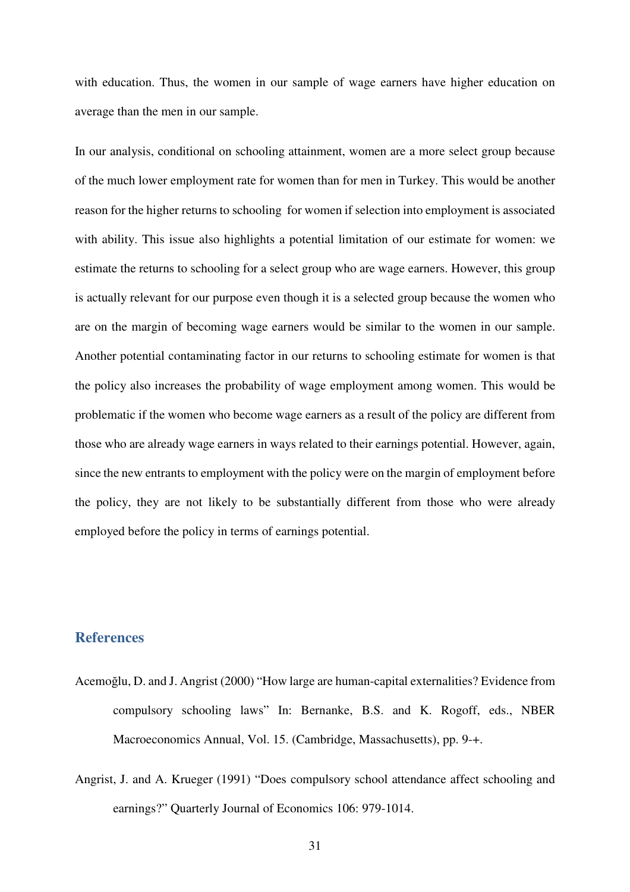with education. Thus, the women in our sample of wage earners have higher education on average than the men in our sample.

In our analysis, conditional on schooling attainment, women are a more select group because of the much lower employment rate for women than for men in Turkey. This would be another reason for the higher returns to schooling for women if selection into employment is associated with ability. This issue also highlights a potential limitation of our estimate for women: we estimate the returns to schooling for a select group who are wage earners. However, this group is actually relevant for our purpose even though it is a selected group because the women who are on the margin of becoming wage earners would be similar to the women in our sample. Another potential contaminating factor in our returns to schooling estimate for women is that the policy also increases the probability of wage employment among women. This would be problematic if the women who become wage earners as a result of the policy are different from those who are already wage earners in ways related to their earnings potential. However, again, since the new entrants to employment with the policy were on the margin of employment before the policy, they are not likely to be substantially different from those who were already employed before the policy in terms of earnings potential.

## References

Acemoğlu, D. and J. Angrist (2000) "How large are human-capital externalities? Evidence from compulsory schooling laws" In: Bernanke, B.S. and K. Rogoff, eds., NBER Macroeconomics Annual, Vol. 15. (Cambridge, Massachusetts), pp. 9-+.

Angrist, J. and A. Krueger (1991) "Does compulsory school attendance affect schooling and earnings?" Quarterly Journal of Economics 106: 979-1014.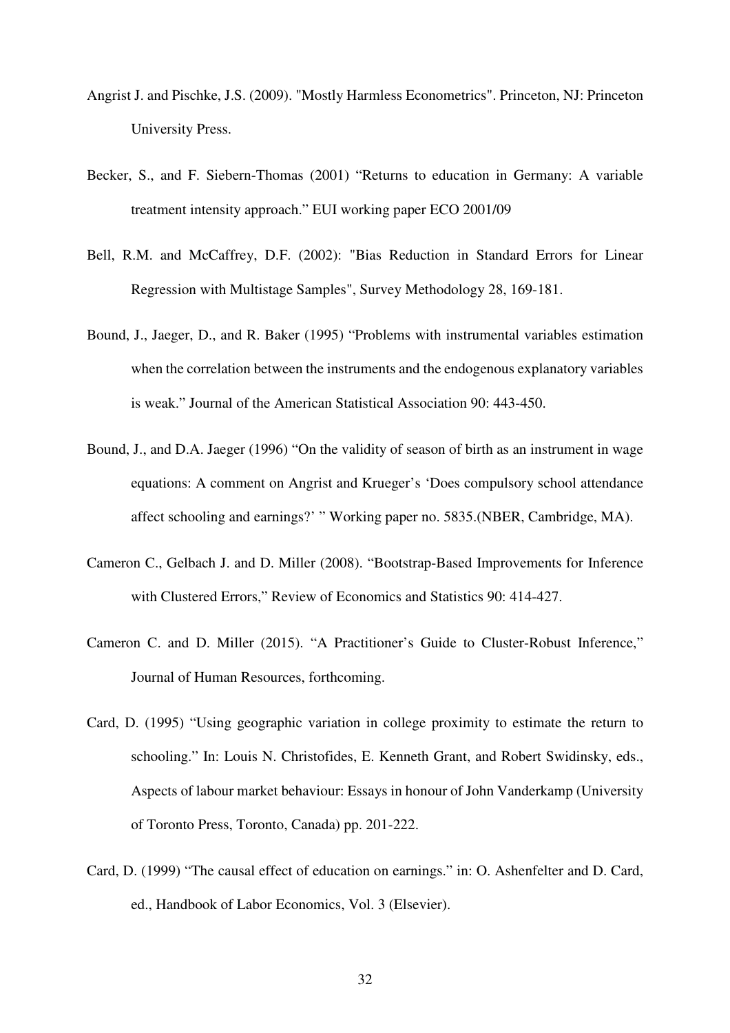Angrist J. and Pischke, J.S. (2009). "Mostly Harmless Econometrics". Princeton, NJ: Princeton University Press.

Becker, S., and F. Siebern-Thomas (2001) "Returns to education in Germany: A variable treatment intensity approach." EUI working paper ECO 2001/09

Bell, R.M. and McCaffrey, D.F. (2002): "Bias Reduction in Standard Errors for Linear Regression with Multistage Samples", Survey Methodology 28, 169-181.

Bound, J., Jaeger, D., and R. Baker (1995) "Problems with instrumental variables estimation when the correlation between the instruments and the endogenous explanatory variables is weak." Journal of the American Statistical Association 90: 443-450.

Bound, J., and D.A. Jaeger (1996) "On the validity of season of birth as an instrument in wage equations: A comment on Angrist and Krueger's 'Does compulsory school attendance affect schooling and earnings?' " Working paper no. 5835.(NBER, Cambridge, MA).

Cameron C., Gelbach J. and D. Miller (2008). "Bootstrap-Based Improvements for Inference with Clustered Errors," Review of Economics and Statistics 90: 414-427.

Cameron C. and D. Miller (2015). "A Practitioner's Guide to Cluster-Robust Inference," Journal of Human Resources, forthcoming.

Card, D. (1995) "Using geographic variation in college proximity to estimate the return to schooling." In: Louis N. Christofides, E. Kenneth Grant, and Robert Swidinsky, eds., Aspects of labour market behaviour: Essays in honour of John Vanderkamp (University of Toronto Press, Toronto, Canada) pp. 201-222.

Card, D. (1999) "The causal effect of education on earnings." in: O. Ashenfelter and D. Card, ed., Handbook of Labor Economics, Vol. 3 (Elsevier).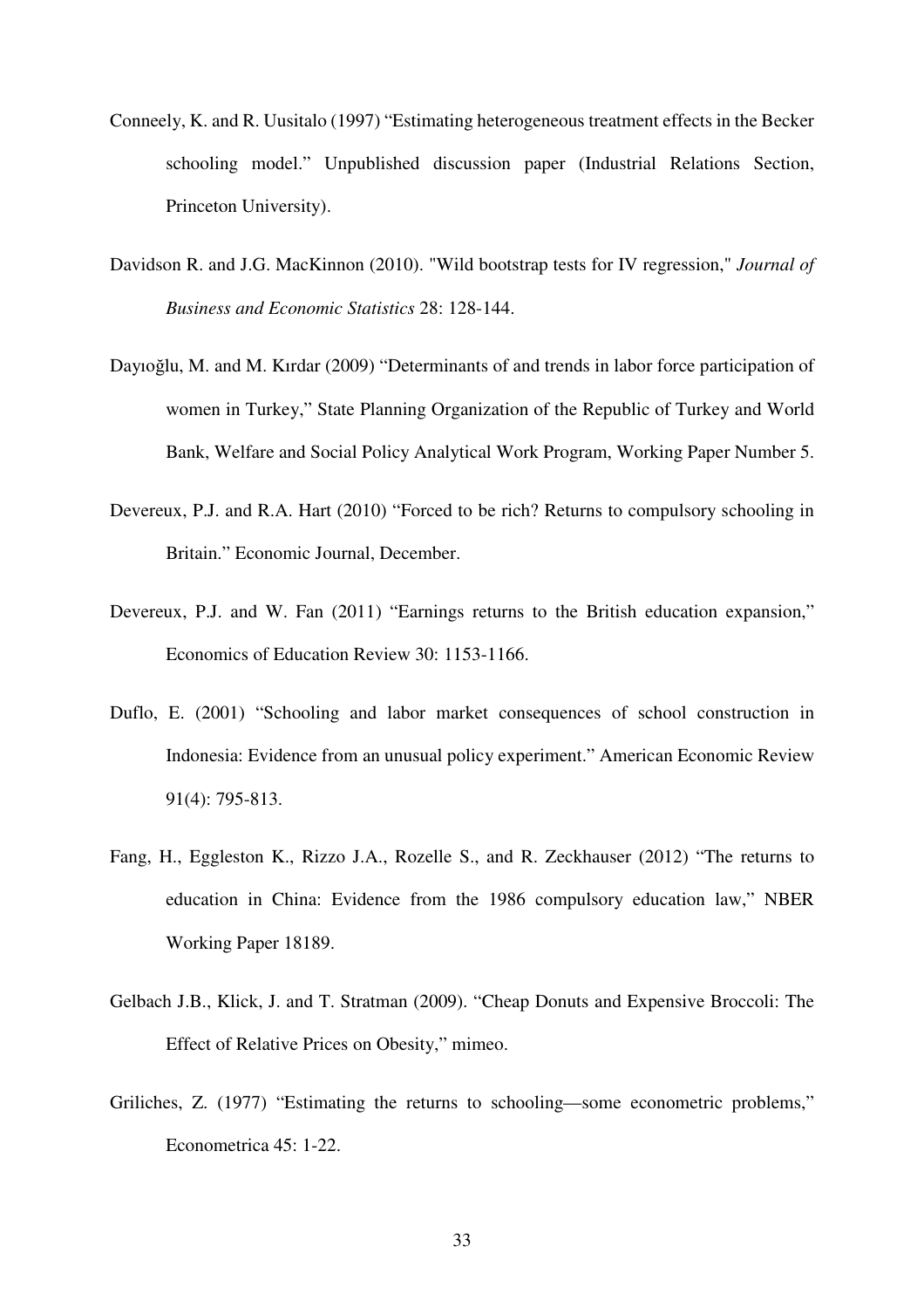Conneely, K. and R. Uusitalo (1997) “Estimating heterogeneous treatment effects in the Becker schooling model.” Unpublished discussion paper (Industrial Relations Section, Princeton University).

Davidson R. and J.G. MacKinnon (2010). "Wild bootstrap tests for IV regression," *Journal of Business and Economic Statistics* 28: 128-144.

Dayıoğlu, M. and M. Kırdar (2009) “Determinants of and trends in labor force participation of women in Turkey,” State Planning Organization of the Republic of Turkey and World Bank, Welfare and Social Policy Analytical Work Program, Working Paper Number 5.

Devereux, P.J. and R.A. Hart (2010) “Forced to be rich? Returns to compulsory schooling in Britain.” Economic Journal, December.

Devereux, P.J. and W. Fan (2011) “Earnings returns to the British education expansion,” Economics of Education Review 30: 1153-1166.

Duflo, E. (2001) “Schooling and labor market consequences of school construction in Indonesia: Evidence from an unusual policy experiment.” American Economic Review 91(4): 795-813.

Fang, H., Eggleston K., Rizzo J.A., Rozelle S., and R. Zeckhauser (2012) “The returns to education in China: Evidence from the 1986 compulsory education law,” NBER Working Paper 18189.

Gelbach J.B., Klick, J. and T. Stratman (2009). “Cheap Donuts and Expensive Broccoli: The Effect of Relative Prices on Obesity,” mimeo.

Griliches, Z. (1977) “Estimating the returns to schooling—some econometric problems,” Econometrica 45: 1-22.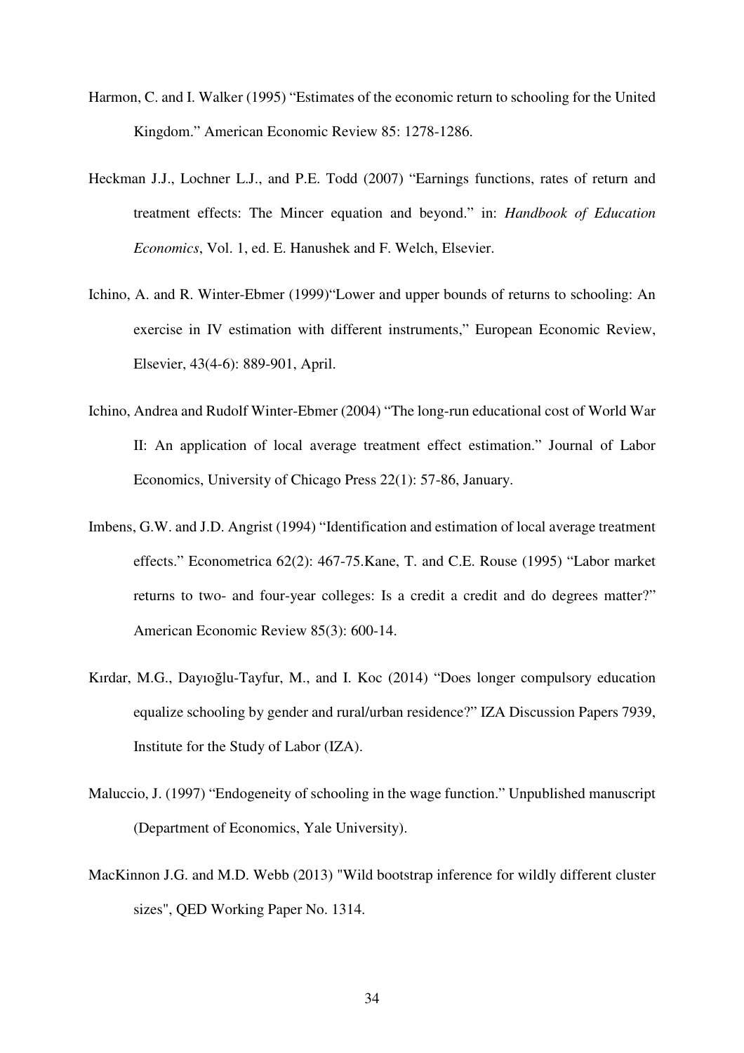Harmon, C. and I. Walker (1995) "Estimates of the economic return to schooling for the United Kingdom." American Economic Review 85: 1278-1286.

Heckman J.J., Lochner L.J., and P.E. Todd (2007) "Earnings functions, rates of return and treatment effects: The Mincer equation and beyond." in: *Handbook of Education Economics*, Vol. 1, ed. E. Hanushek and F. Welch, Elsevier.

Ichino, A. and R. Winter-Ebmer (1999)"Lower and upper bounds of returns to schooling: An exercise in IV estimation with different instruments," European Economic Review, Elsevier, 43(4-6): 889-901, April.

Ichino, Andrea and Rudolf Winter-Ebmer (2004) "The long-run educational cost of World War II: An application of local average treatment effect estimation." Journal of Labor Economics, University of Chicago Press 22(1): 57-86, January.

Imbens, G.W. and J.D. Angrist (1994) "Identification and estimation of local average treatment effects." Econometrica 62(2): 467-75.Kane, T. and C.E. Rouse (1995) "Labor market returns to two- and four-year colleges: Is a credit a credit and do degrees matter?" American Economic Review 85(3): 600-14.

Kırdar, M.G., Dayıoğlu-Tayfur, M., and I. Koc (2014) "Does longer compulsory education equalize schooling by gender and rural/urban residence?" IZA Discussion Papers 7939, Institute for the Study of Labor (IZA).

Maluccio, J. (1997) "Endogeneity of schooling in the wage function." Unpublished manuscript (Department of Economics, Yale University).

MacKinnon J.G. and M.D. Webb (2013) "Wild bootstrap inference for wildly different cluster sizes", QED Working Paper No. 1314.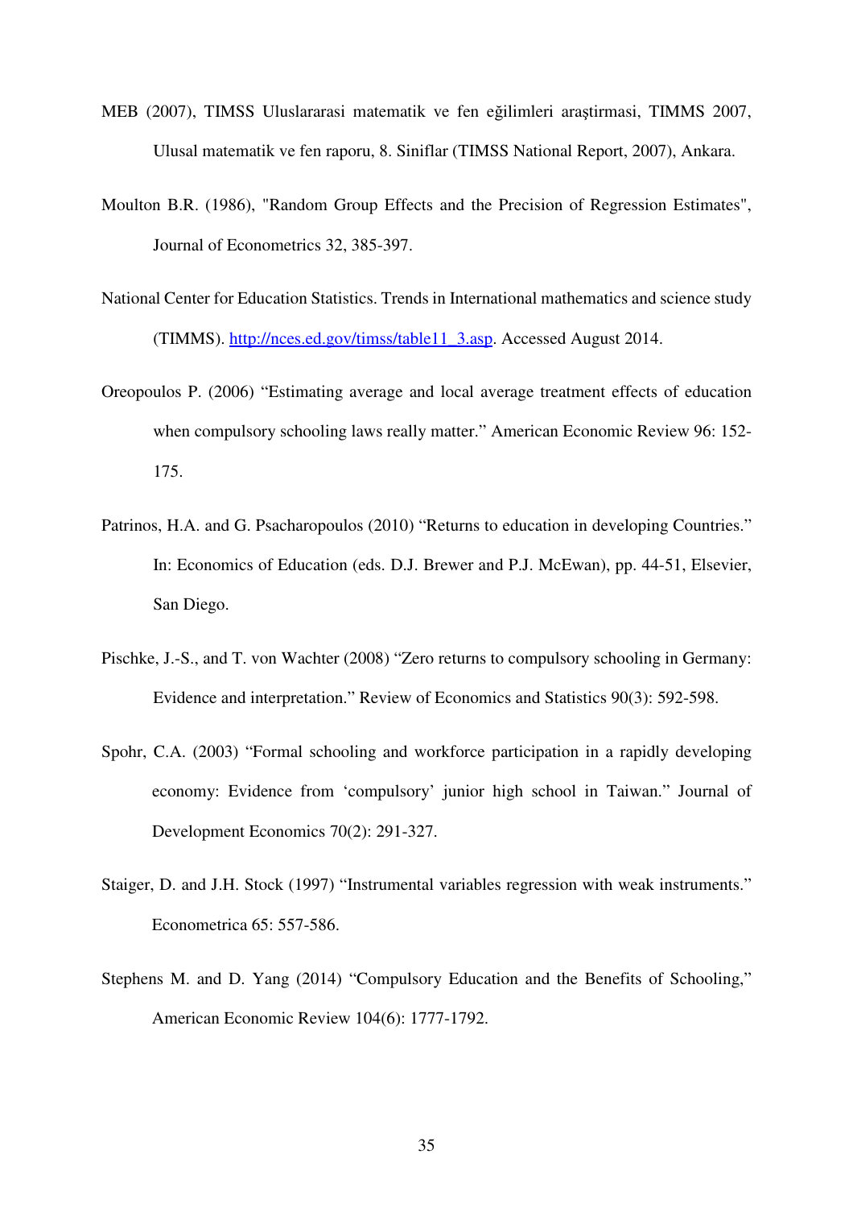MEB (2007), TIMSS Uluslararasi matematik ve fen eğilimleri araştirmasi, TIMMS 2007, Ulusal matematik ve fen raporu, 8. Siniflar (TIMSS National Report, 2007), Ankara.

Moulton B.R. (1986), "Random Group Effects and the Precision of Regression Estimates", Journal of Econometrics 32, 385-397.

National Center for Education Statistics. Trends in International mathematics and science study (TIMMS). http://nces.ed.gov/timss/table11_3.asp. Accessed August 2014.

Oreopoulos P. (2006) "Estimating average and local average treatment effects of education when compulsory schooling laws really matter." American Economic Review 96: 152-175.

Patrinos, H.A. and G. Psacharopoulos (2010) "Returns to education in developing Countries." In: Economics of Education (eds. D.J. Brewer and P.J. McEwan), pp. 44-51, Elsevier, San Diego.

Pischke, J.-S., and T. von Wachter (2008) "Zero returns to compulsory schooling in Germany: Evidence and interpretation." Review of Economics and Statistics 90(3): 592-598.

Spohr, C.A. (2003) "Formal schooling and workforce participation in a rapidly developing economy: Evidence from 'compulsory' junior high school in Taiwan." Journal of Development Economics 70(2): 291-327.

Staiger, D. and J.H. Stock (1997) "Instrumental variables regression with weak instruments." Econometrica 65: 557-586.

Stephens M. and D. Yang (2014) "Compulsory Education and the Benefits of Schooling," American Economic Review 104(6): 1777-1792.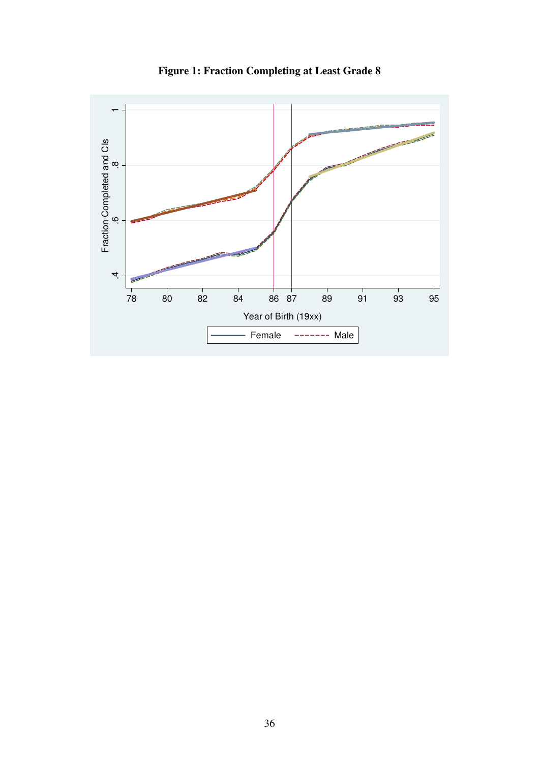**Figure 1: Fraction Completing at Least Grade 8**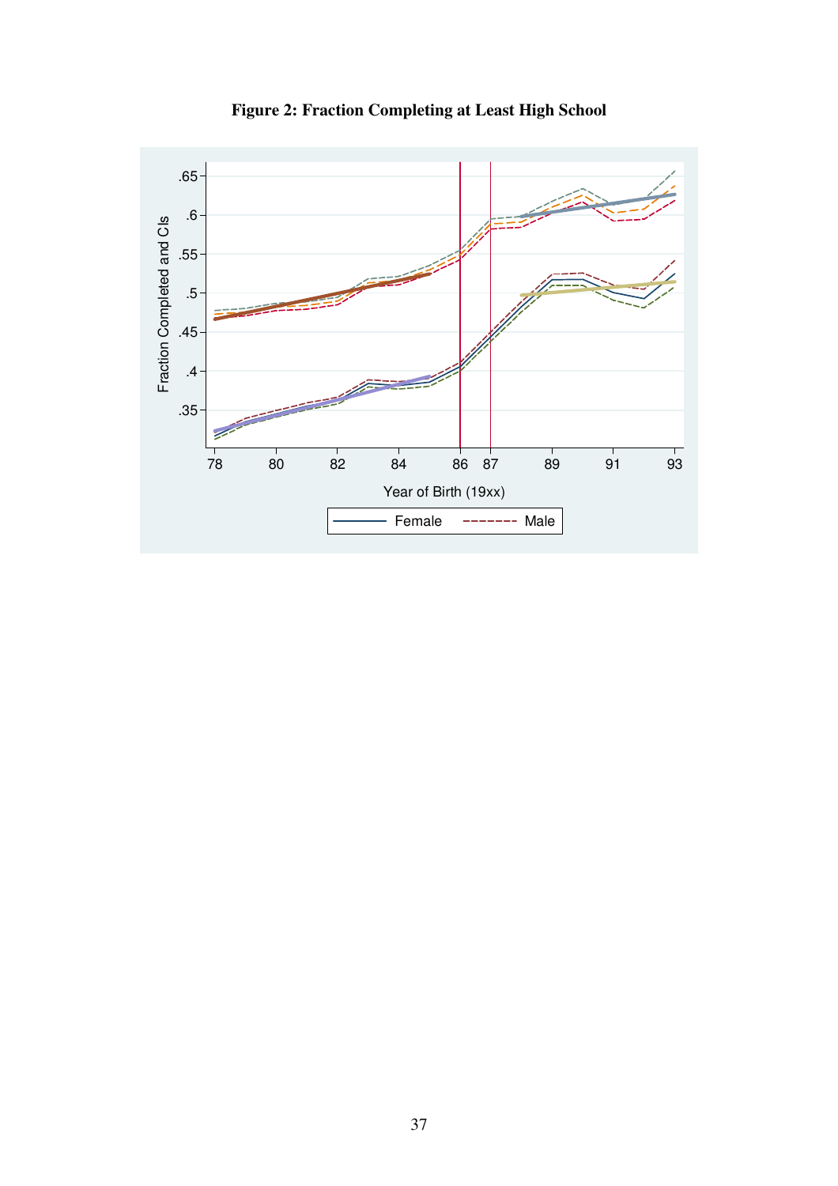**Figure 2: Fraction Completing at Least High School**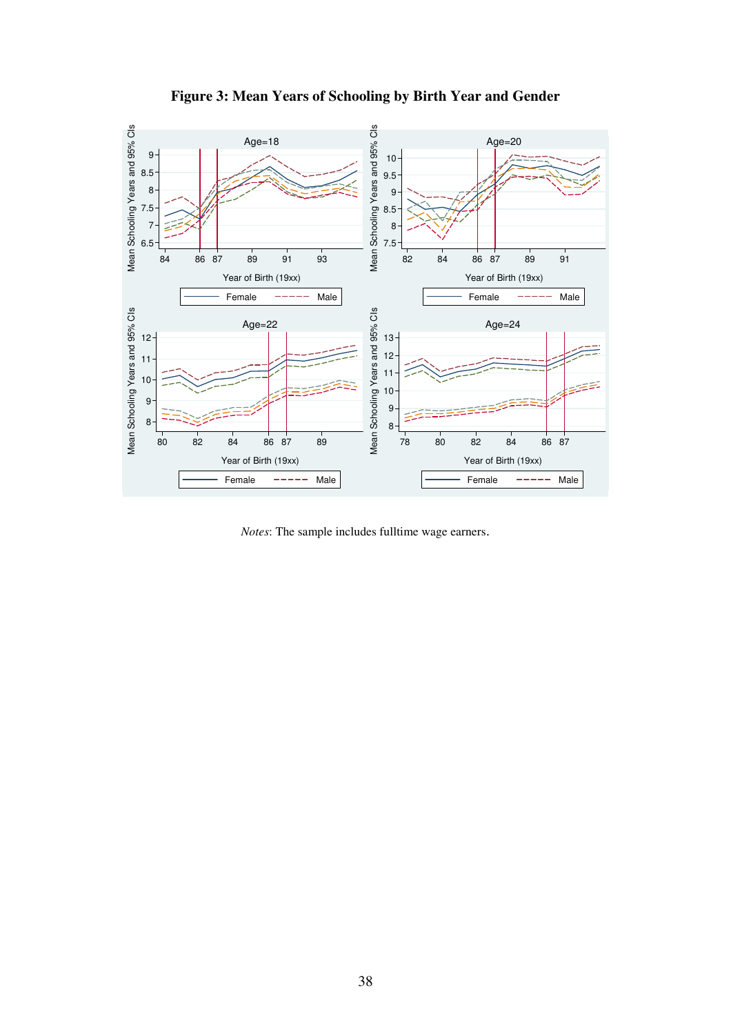# Figure 3: Mean Years of Schooling by Birth Year and Gender

*Notes*: The sample includes fulltime wage earners.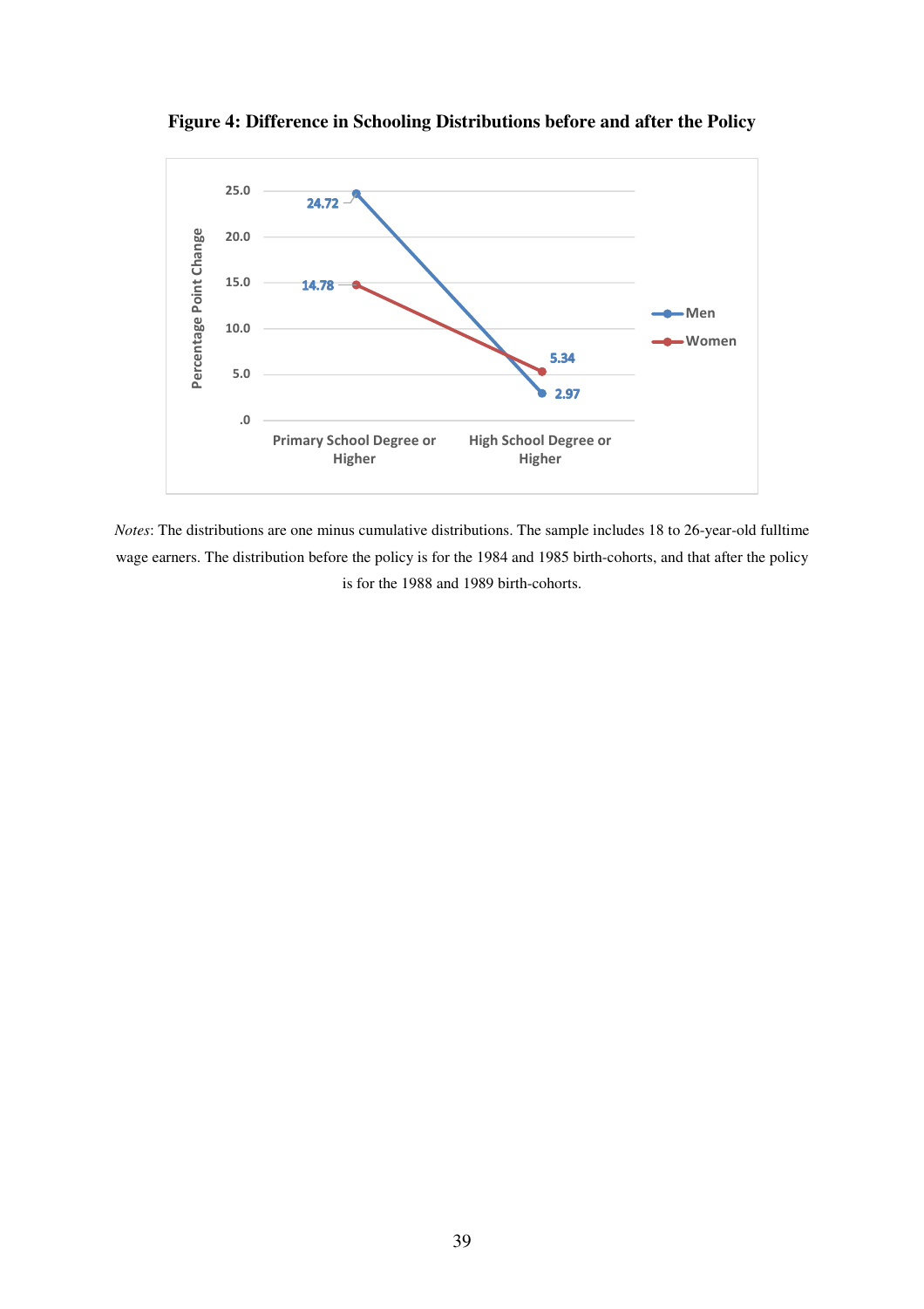**Figure 4: Difference in Schooling Distributions before and after the Policy**

*Notes*: The distributions are one minus cumulative distributions. The sample includes 18 to 26-year-old fulltime wage earners. The distribution before the policy is for the 1984 and 1985 birth-cohorts, and that after the policy is for the 1988 and 1989 birth-cohorts.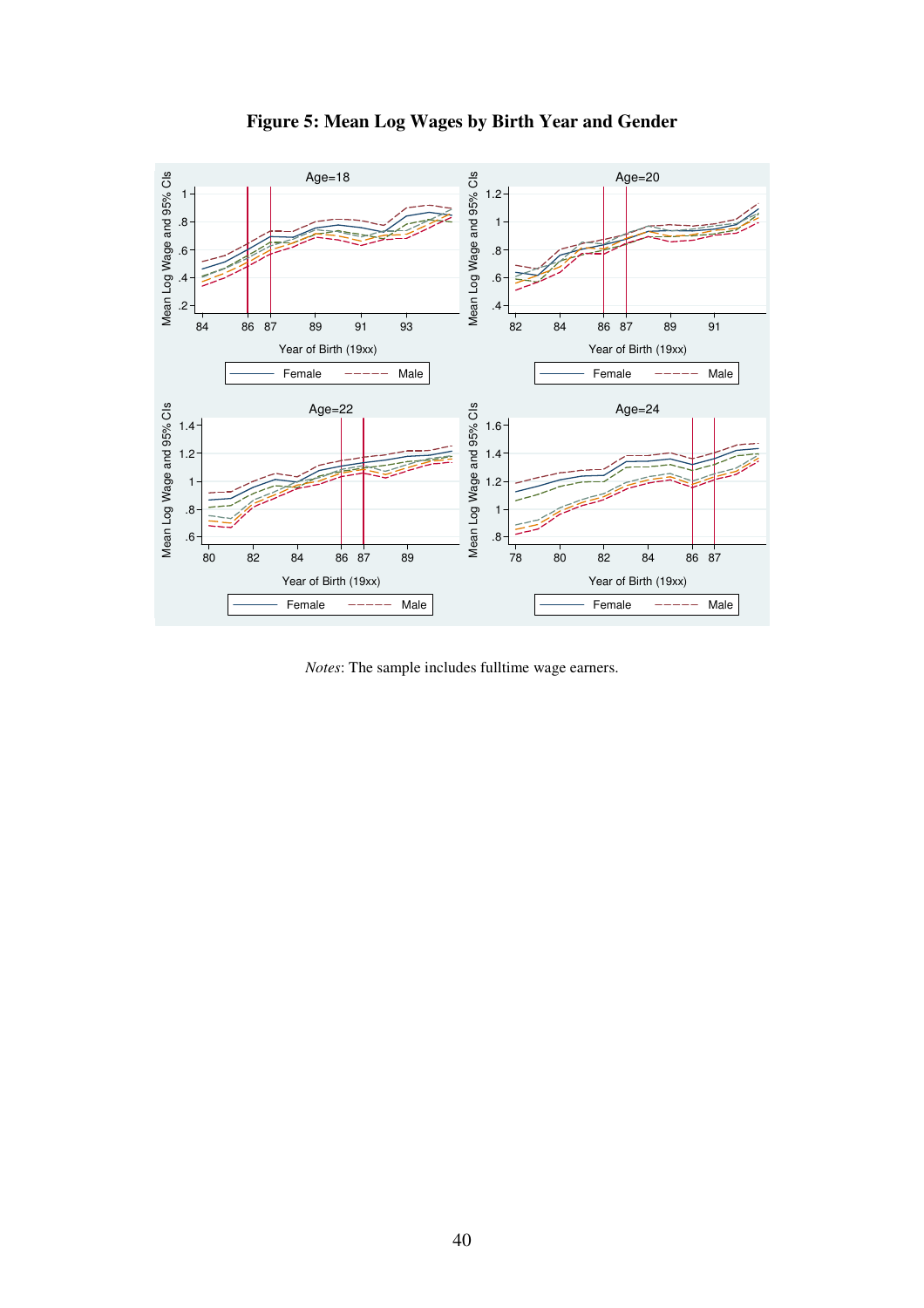**Figure 5: Mean Log Wages by Birth Year and Gender**

*Notes*: The sample includes fulltime wage earners.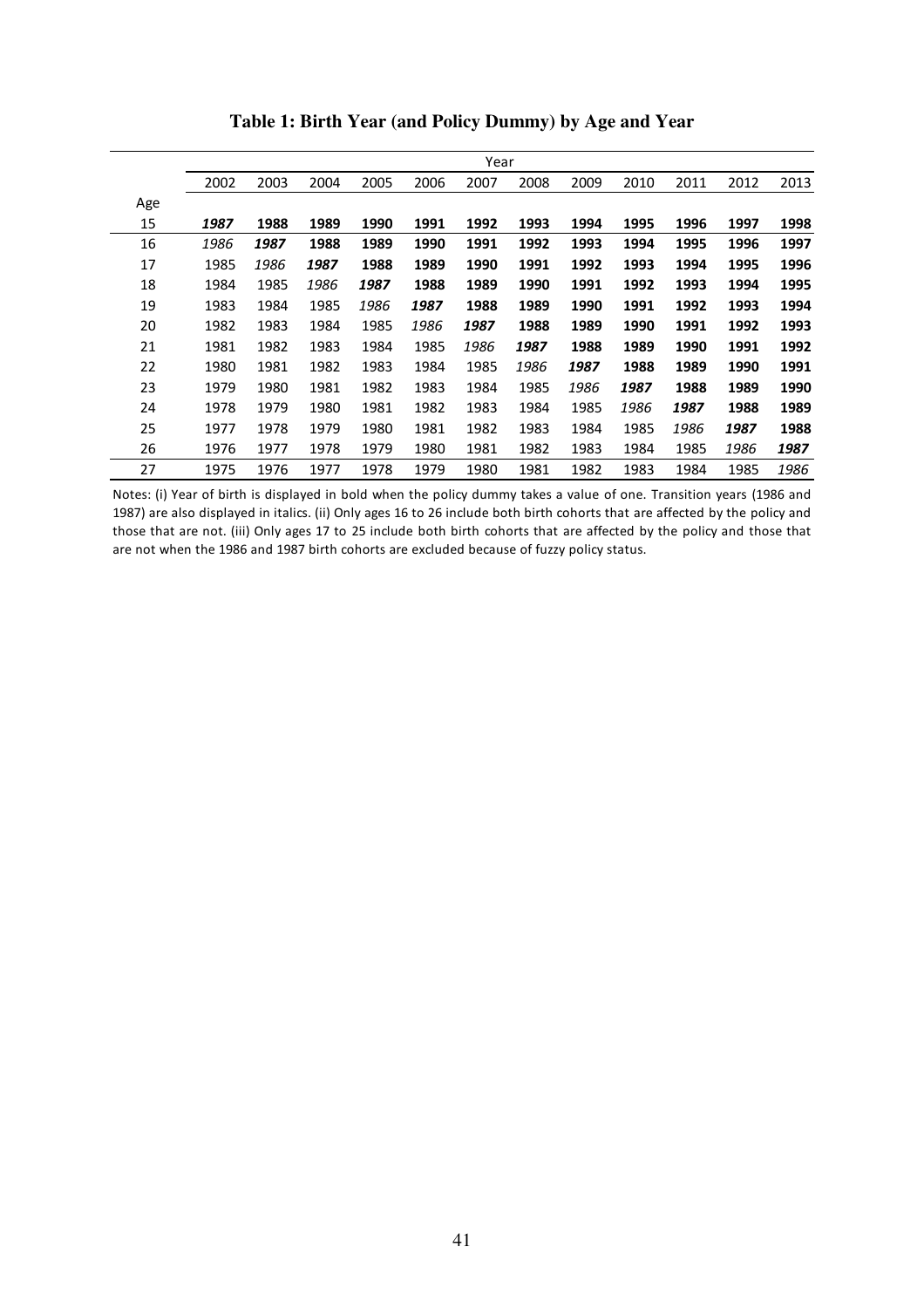**Table 1: Birth Year (and Policy Dummy) by Age and Year**

| | Year | | | | | | | | | | | |
|---|---|---|---|---|---|---|---|---|---|---|---|---|
| | 2002 | 2003 | 2004 | 2005 | 2006 | 2007 | 2008 | 2009 | 2010 | 2011 | 2012 | 2013 |
| Age | | | | | | | | | | | | |
| 15 | ***1987*** | **1988** | **1989** | **1990** | **1991** | **1992** | **1993** | **1994** | **1995** | **1996** | **1997** | **1998** |
| 16 | *1986* | ***1987*** | **1988** | **1989** | **1990** | **1991** | **1992** | **1993** | **1994** | **1995** | **1996** | **1997** |
| 17 | 1985 | *1986* | ***1987*** | **1988** | **1989** | **1990** | **1991** | **1992** | **1993** | **1994** | **1995** | **1996** |
| 18 | 1984 | 1985 | *1986* | ***1987*** | **1988** | **1989** | **1990** | **1991** | **1992** | **1993** | **1994** | **1995** |
| 19 | 1983 | 1984 | 1985 | *1986* | ***1987*** | **1988** | **1989** | **1990** | **1991** | **1992** | **1993** | **1994** |
| 20 | 1982 | 1983 | 1984 | 1985 | *1986* | ***1987*** | **1988** | **1989** | **1990** | **1991** | **1992** | **1993** |
| 21 | 1981 | 1982 | 1983 | 1984 | 1985 | *1986* | ***1987*** | **1988** | **1989** | **1990** | **1991** | **1992** |
| 22 | 1980 | 1981 | 1982 | 1983 | 1984 | 1985 | *1986* | ***1987*** | **1988** | **1989** | **1990** | **1991** |
| 23 | 1979 | 1980 | 1981 | 1982 | 1983 | 1984 | 1985 | *1986* | ***1987*** | **1988** | **1989** | **1990** |
| 24 | 1978 | 1979 | 1980 | 1981 | 1982 | 1983 | 1984 | 1985 | *1986* | ***1987*** | **1988** | **1989** |
| 25 | 1977 | 1978 | 1979 | 1980 | 1981 | 1982 | 1983 | 1984 | 1985 | *1986* | ***1987*** | **1988** |
| 26 | 1976 | 1977 | 1978 | 1979 | 1980 | 1981 | 1982 | 1983 | 1984 | 1985 | *1986* | ***1987*** |
| 27 | 1975 | 1976 | 1977 | 1978 | 1979 | 1980 | 1981 | 1982 | 1983 | 1984 | 1985 | *1986* |

Notes: (i) Year of birth is displayed in bold when the policy dummy takes a value of one. Transition years (1986 and 1987) are also displayed in italics. (ii) Only ages 16 to 26 include both birth cohorts that are affected by the policy and those that are not. (iii) Only ages 17 to 25 include both birth cohorts that are affected by the policy and those that are not when the 1986 and 1987 birth cohorts are excluded because of fuzzy policy status.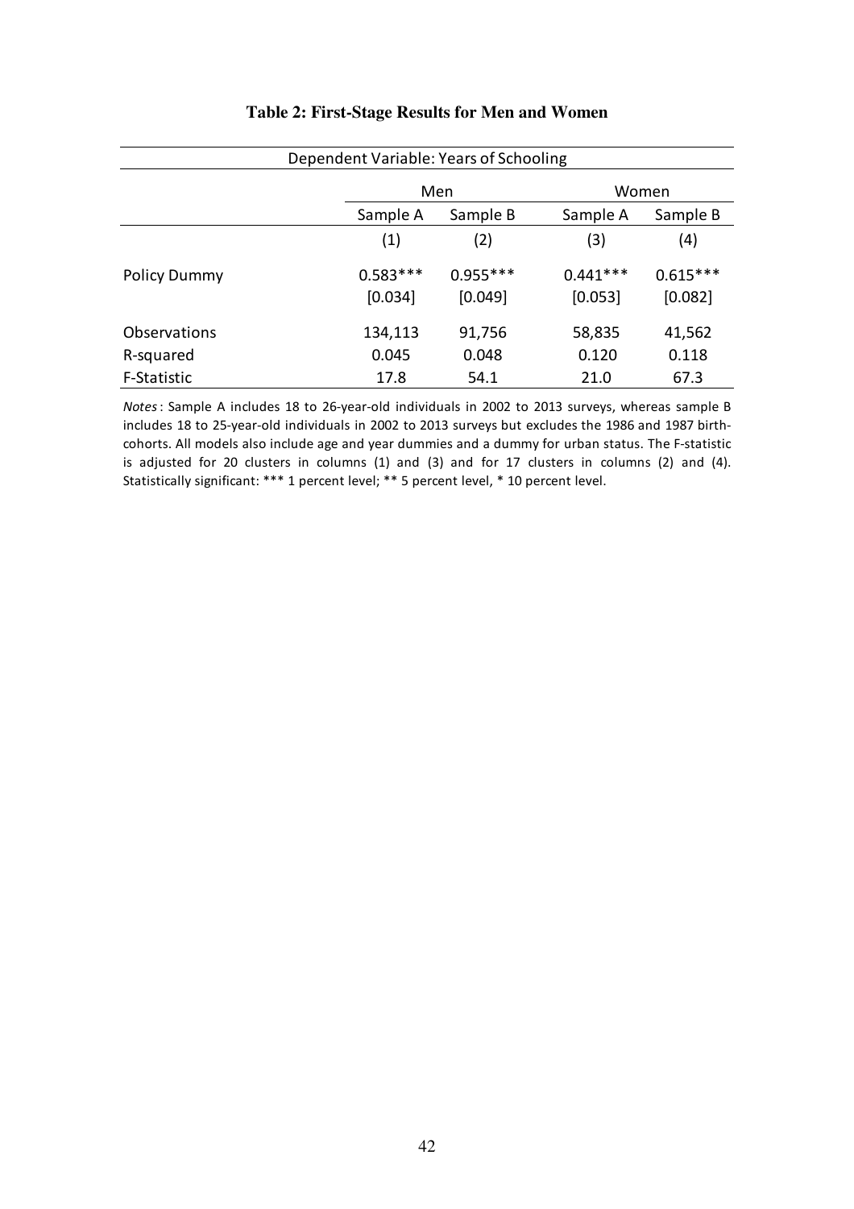**Table 2: First-Stage Results for Men and Women**

| Dependent Variable: Years of Schooling | | | | |
|---|---|---|---|---|
| | Men | | Women | |
| | Sample A | Sample B | Sample A | Sample B |
| | (1) | (2) | (3) | (4) |
| Policy Dummy | 0.583*** | 0.955*** | 0.441*** | 0.615*** |
| | [0.034] | [0.049] | [0.053] | [0.082] |
| Observations | 134,113 | 91,756 | 58,835 | 41,562 |
| R-squared | 0.045 | 0.048 | 0.120 | 0.118 |
| F-Statistic | 17.8 | 54.1 | 21.0 | 67.3 |

*Notes*: Sample A includes 18 to 26-year-old individuals in 2002 to 2013 surveys, whereas sample B includes 18 to 25-year-old individuals in 2002 to 2013 surveys but excludes the 1986 and 1987 birth-cohorts. All models also include age and year dummies and a dummy for urban status. The F-statistic is adjusted for 20 clusters in columns (1) and (3) and for 17 clusters in columns (2) and (4). Statistically significant: *** 1 percent level; ** 5 percent level, * 10 percent level.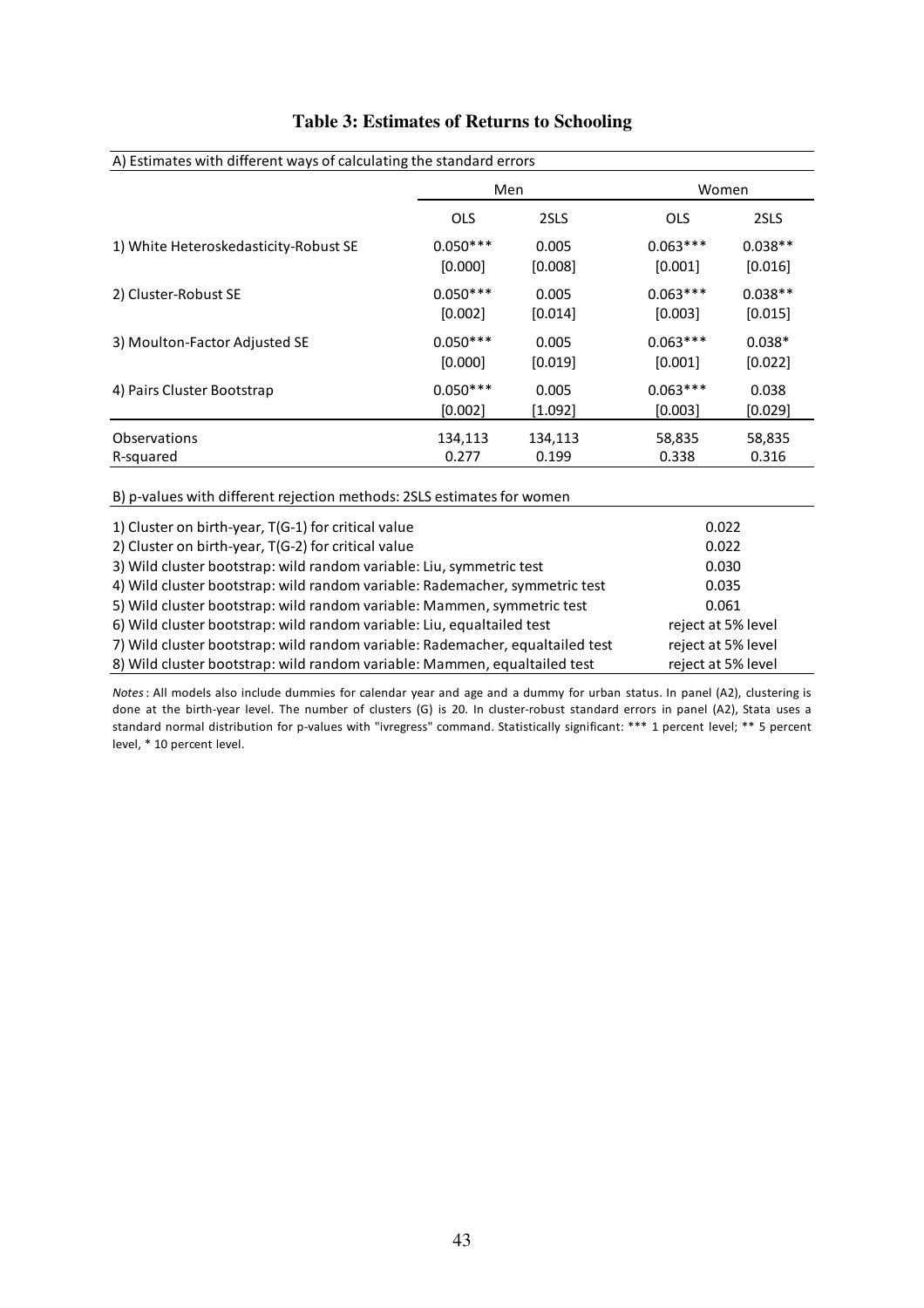**Table 3: Estimates of Returns to Schooling**

A) Estimates with different ways of calculating the standard errors

| | Men | | Women | |
|---|---|---|---|---|
| | OLS | 2SLS | OLS | 2SLS |
| 1) White Heteroskedasticity-Robust SE | 0.050*** | 0.005 | 0.063*** | 0.038** |
| | [0.000] | [0.008] | [0.001] | [0.016] |
| 2) Cluster-Robust SE | 0.050*** | 0.005 | 0.063*** | 0.038** |
| | [0.002] | [0.014] | [0.003] | [0.015] |
| 3) Moulton-Factor Adjusted SE | 0.050*** | 0.005 | 0.063*** | 0.038* |
| | [0.000] | [0.019] | [0.001] | [0.022] |
| 4) Pairs Cluster Bootstrap | 0.050*** | 0.005 | 0.063*** | 0.038 |
| | [0.002] | [1.092] | [0.003] | [0.029] |
| Observations | 134,113 | 134,113 | 58,835 | 58,835 |
| R-squared | 0.277 | 0.199 | 0.338 | 0.316 |

B) p-values with different rejection methods: 2SLS estimates for women

| | |
|---|---|
| 1) Cluster on birth-year, T(G-1) for critical value | 0.022 |
| 2) Cluster on birth-year, T(G-2) for critical value | 0.022 |
| 3) Wild cluster bootstrap: wild random variable: Liu, symmetric test | 0.030 |
| 4) Wild cluster bootstrap: wild random variable: Rademacher, symmetric test | 0.035 |
| 5) Wild cluster bootstrap: wild random variable: Mammen, symmetric test | 0.061 |
| 6) Wild cluster bootstrap: wild random variable: Liu, equaltailed test | reject at 5% level |
| 7) Wild cluster bootstrap: wild random variable: Rademacher, equaltailed test | reject at 5% level |
| 8) Wild cluster bootstrap: wild random variable: Mammen, equaltailed test | reject at 5% level |

*Notes*: All models also include dummies for calendar year and age and a dummy for urban status. In panel (A2), clustering is done at the birth-year level. The number of clusters (G) is 20. In cluster-robust standard errors in panel (A2), Stata uses a standard normal distribution for p-values with "ivregress" command. Statistically significant: *** 1 percent level; ** 5 percent level, * 10 percent level.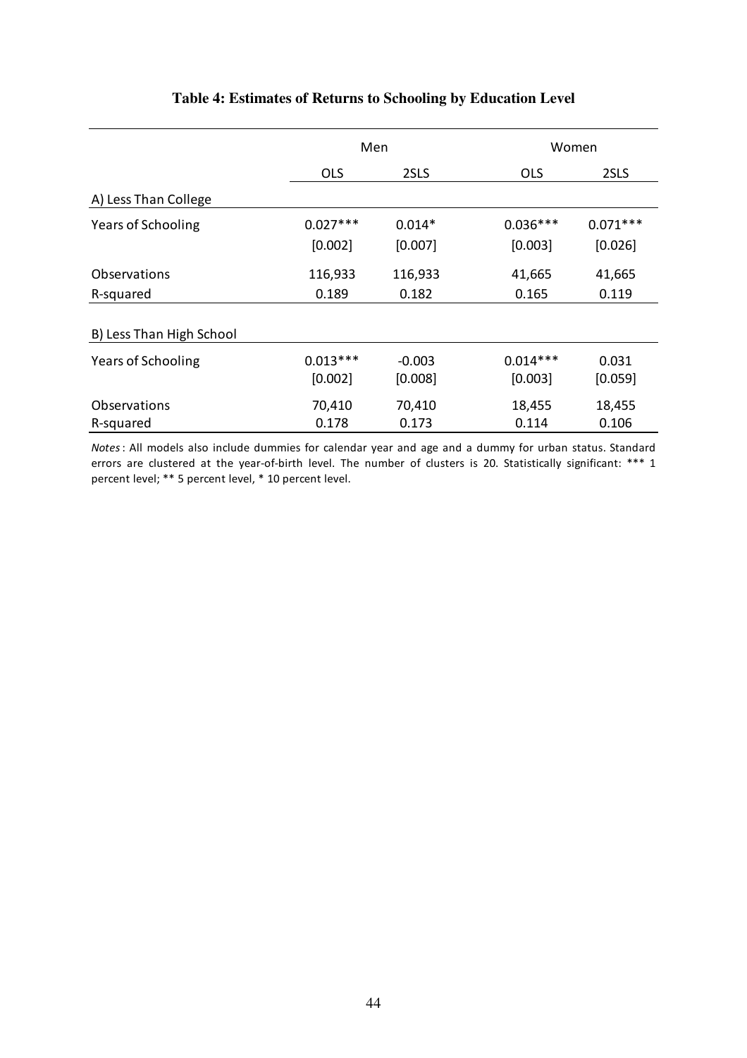**Table 4: Estimates of Returns to Schooling by Education Level**

| | Men | | Women | |
|---|---|---|---|---|
| | OLS | 2SLS | OLS | 2SLS |
| A) Less Than College | | | | |
| Years of Schooling | 0.027*** | 0.014* | 0.036*** | 0.071*** |
| | [0.002] | [0.007] | [0.003] | [0.026] |
| Observations | 116,933 | 116,933 | 41,665 | 41,665 |
| R-squared | 0.189 | 0.182 | 0.165 | 0.119 |
| B) Less Than High School | | | | |
| Years of Schooling | 0.013*** | -0.003 | 0.014*** | 0.031 |
| | [0.002] | [0.008] | [0.003] | [0.059] |
| Observations | 70,410 | 70,410 | 18,455 | 18,455 |
| R-squared | 0.178 | 0.173 | 0.114 | 0.106 |

*Notes*: All models also include dummies for calendar year and age and a dummy for urban status. Standard errors are clustered at the year-of-birth level. The number of clusters is 20. Statistically significant: *** 1 percent level; ** 5 percent level, * 10 percent level.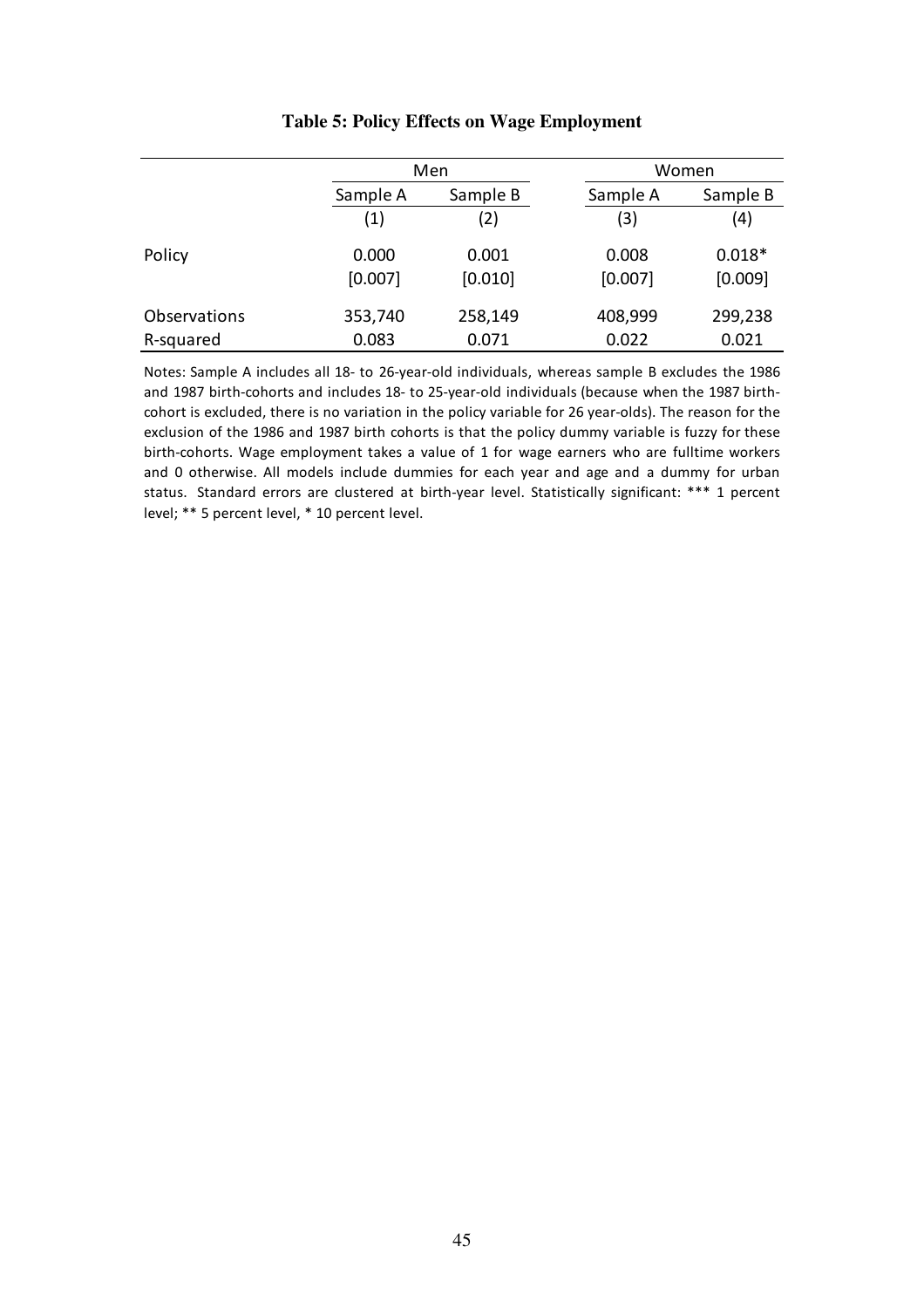**Table 5: Policy Effects on Wage Employment**

| | Men | | Women | |
|---|---|---|---|---|
| | Sample A | Sample B | Sample A | Sample B |
| | (1) | (2) | (3) | (4) |
| Policy | 0.000 | 0.001 | 0.008 | 0.018* |
| | [0.007] | [0.010] | [0.007] | [0.009] |
| Observations | 353,740 | 258,149 | 408,999 | 299,238 |
| R-squared | 0.083 | 0.071 | 0.022 | 0.021 |

Notes: Sample A includes all 18- to 26-year-old individuals, whereas sample B excludes the 1986 and 1987 birth-cohorts and includes 18- to 25-year-old individuals (because when the 1987 birth-cohort is excluded, there is no variation in the policy variable for 26 year-olds). The reason for the exclusion of the 1986 and 1987 birth cohorts is that the policy dummy variable is fuzzy for these birth-cohorts. Wage employment takes a value of 1 for wage earners who are fulltime workers and 0 otherwise. All models include dummies for each year and age and a dummy for urban status. Standard errors are clustered at birth-year level. Statistically significant: *** 1 percent level; ** 5 percent level, * 10 percent level.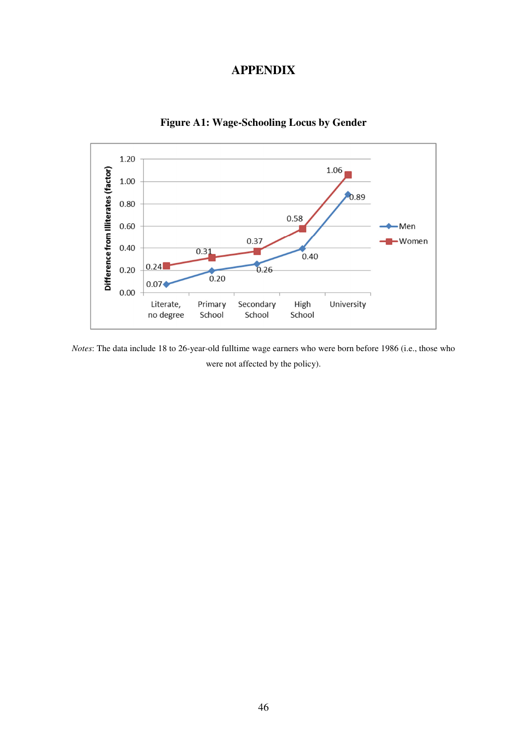# APPENDIX

**Figure A1: Wage-Schooling Locus by Gender**

| | Literate, no degree | Primary School | Secondary School | High School | University |
|---|---|---|---|---|---|
| Men | 0.07 | 0.20 | 0.26 | 0.40 | 0.89 |
| Women | 0.24 | 0.31 | 0.37 | 0.58 | 1.06 |

Difference from Illiterates (factor)

*Notes*: The data include 18 to 26-year-old fulltime wage earners who were born before 1986 (i.e., those who were not affected by the policy).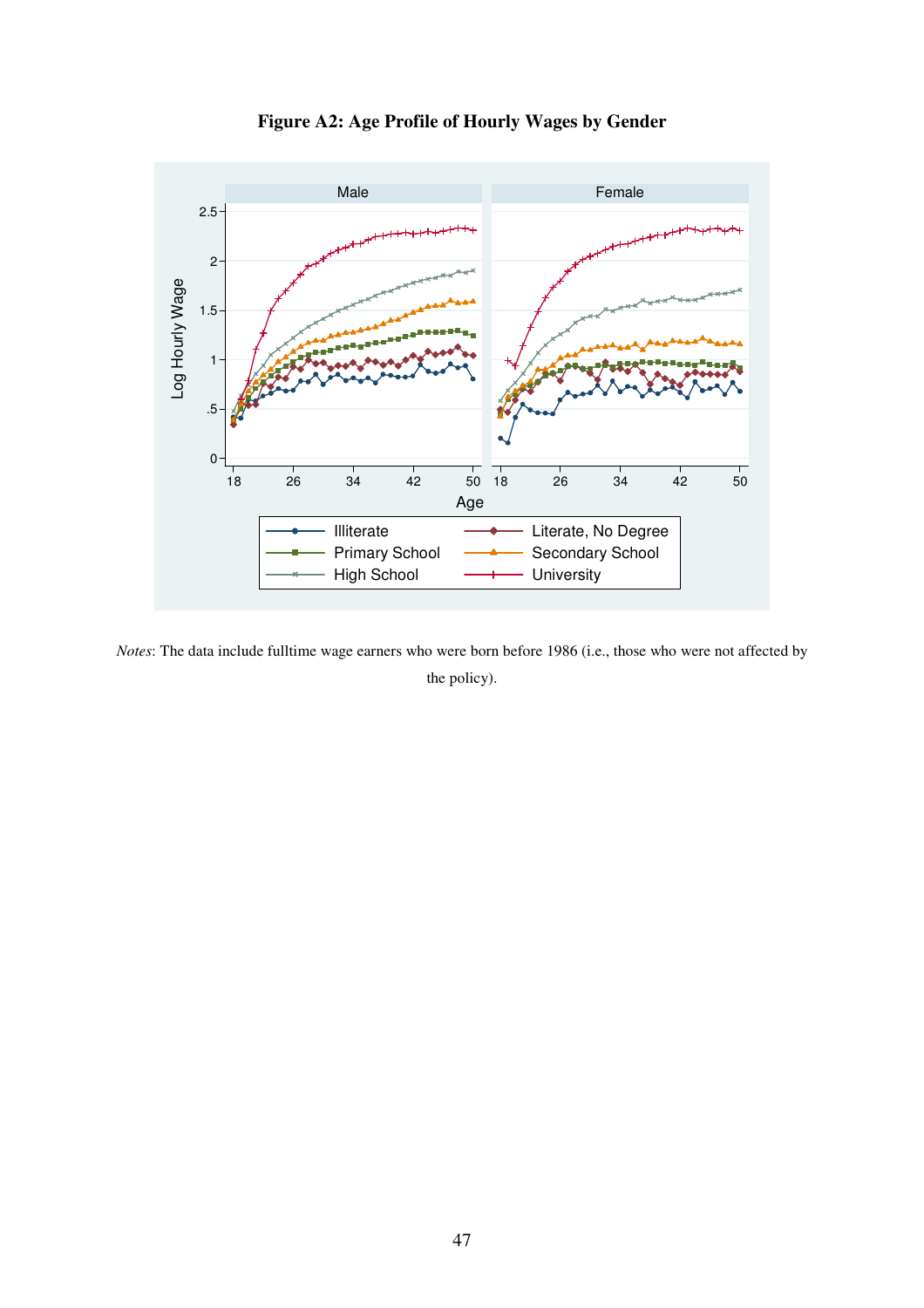**Figure A2: Age Profile of Hourly Wages by Gender**

*Notes*: The data include fulltime wage earners who were born before 1986 (i.e., those who were not affected by the policy).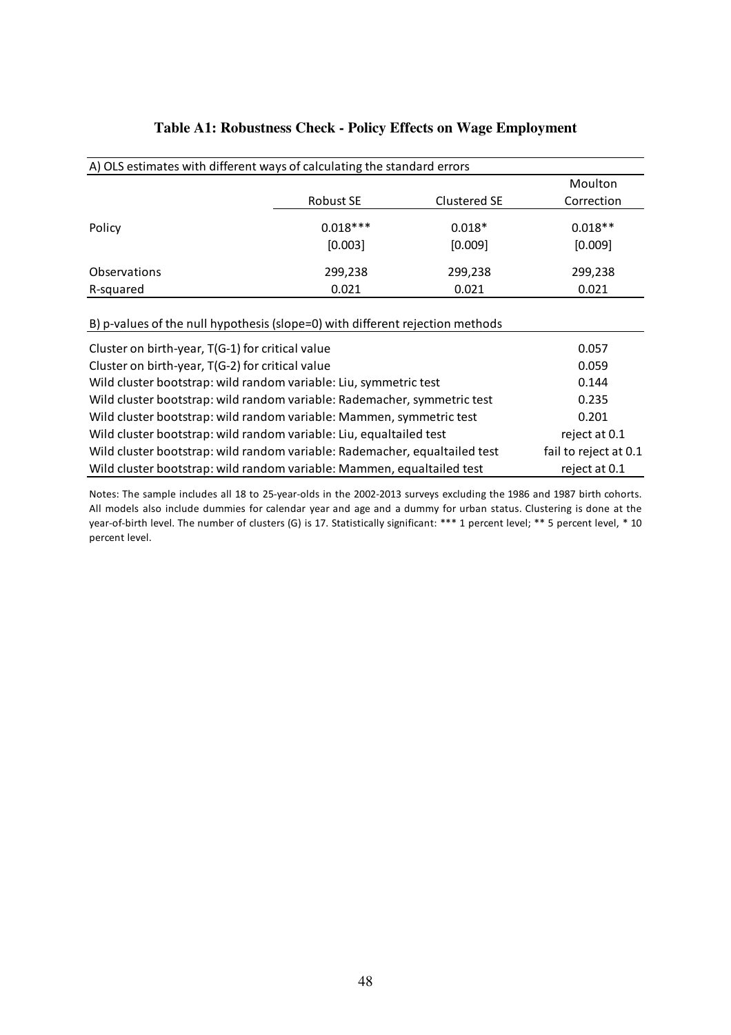**Table A1: Robustness Check - Policy Effects on Wage Employment**

A) OLS estimates with different ways of calculating the standard errors

| | Robust SE | Clustered SE | Moulton Correction |
|---|---|---|---|
| Policy | 0.018*** | 0.018* | 0.018** |
| | [0.003] | [0.009] | [0.009] |
| Observations | 299,238 | 299,238 | 299,238 |
| R-squared | 0.021 | 0.021 | 0.021 |

B) p-values of the null hypothesis (slope=0) with different rejection methods

| | |
|---|---|
| Cluster on birth-year, T(G-1) for critical value | 0.057 |
| Cluster on birth-year, T(G-2) for critical value | 0.059 |
| Wild cluster bootstrap: wild random variable: Liu, symmetric test | 0.144 |
| Wild cluster bootstrap: wild random variable: Rademacher, symmetric test | 0.235 |
| Wild cluster bootstrap: wild random variable: Mammen, symmetric test | 0.201 |
| Wild cluster bootstrap: wild random variable: Liu, equaltailed test | reject at 0.1 |
| Wild cluster bootstrap: wild random variable: Rademacher, equaltailed test | fail to reject at 0.1 |
| Wild cluster bootstrap: wild random variable: Mammen, equaltailed test | reject at 0.1 |

Notes: The sample includes all 18 to 25-year-olds in the 2002-2013 surveys excluding the 1986 and 1987 birth cohorts. All models also include dummies for calendar year and age and a dummy for urban status. Clustering is done at the year-of-birth level. The number of clusters (G) is 17. Statistically significant: *** 1 percent level; ** 5 percent level, * 10 percent level.